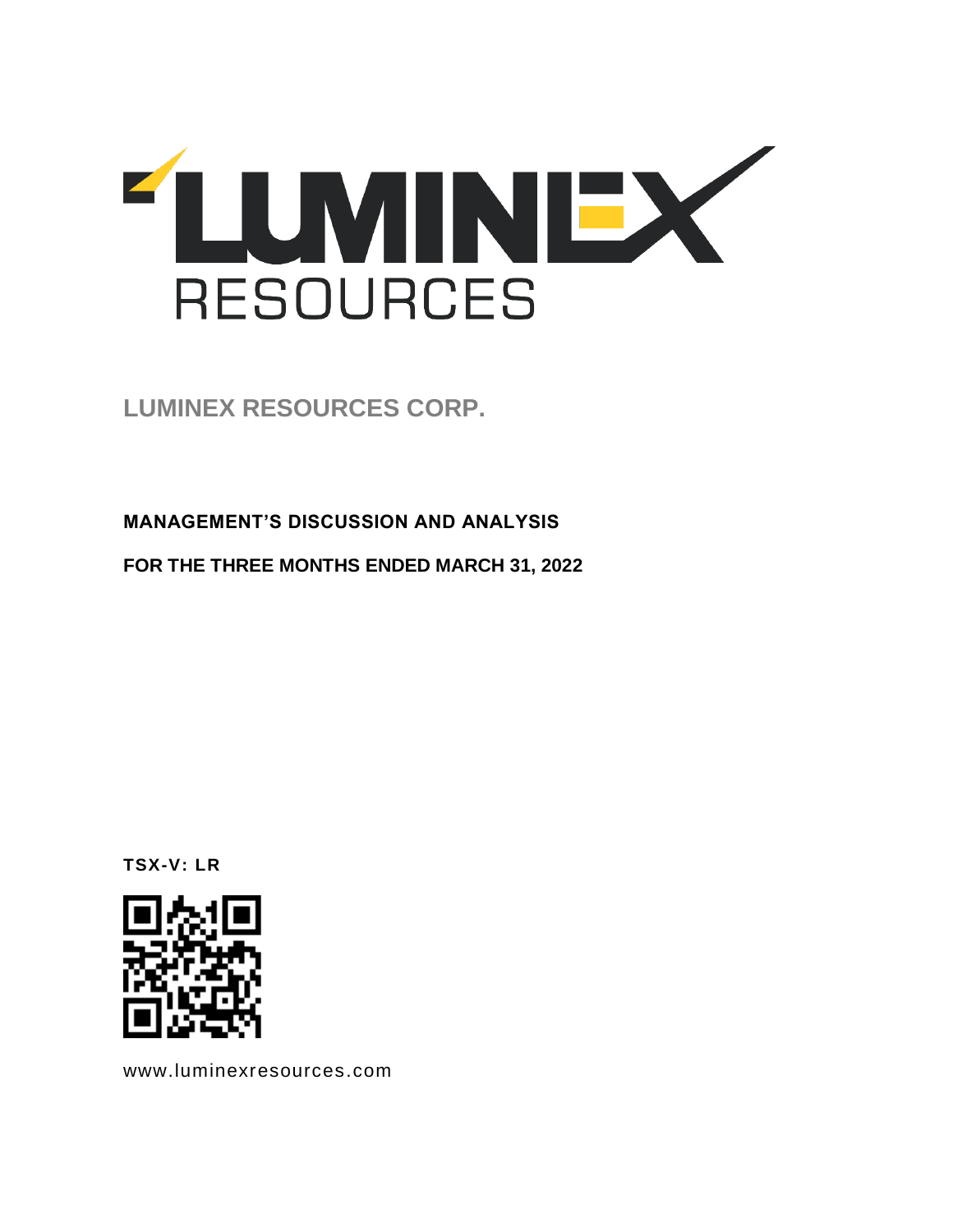# LUMINEX RESOURCES CORP.

**MANAGEMENT'S DISCUSSION AND ANALYSIS**

**FOR THE THREE MONTHS ENDED MARCH 31, 2022**

**TSX-V: LR**

www.luminexresources.com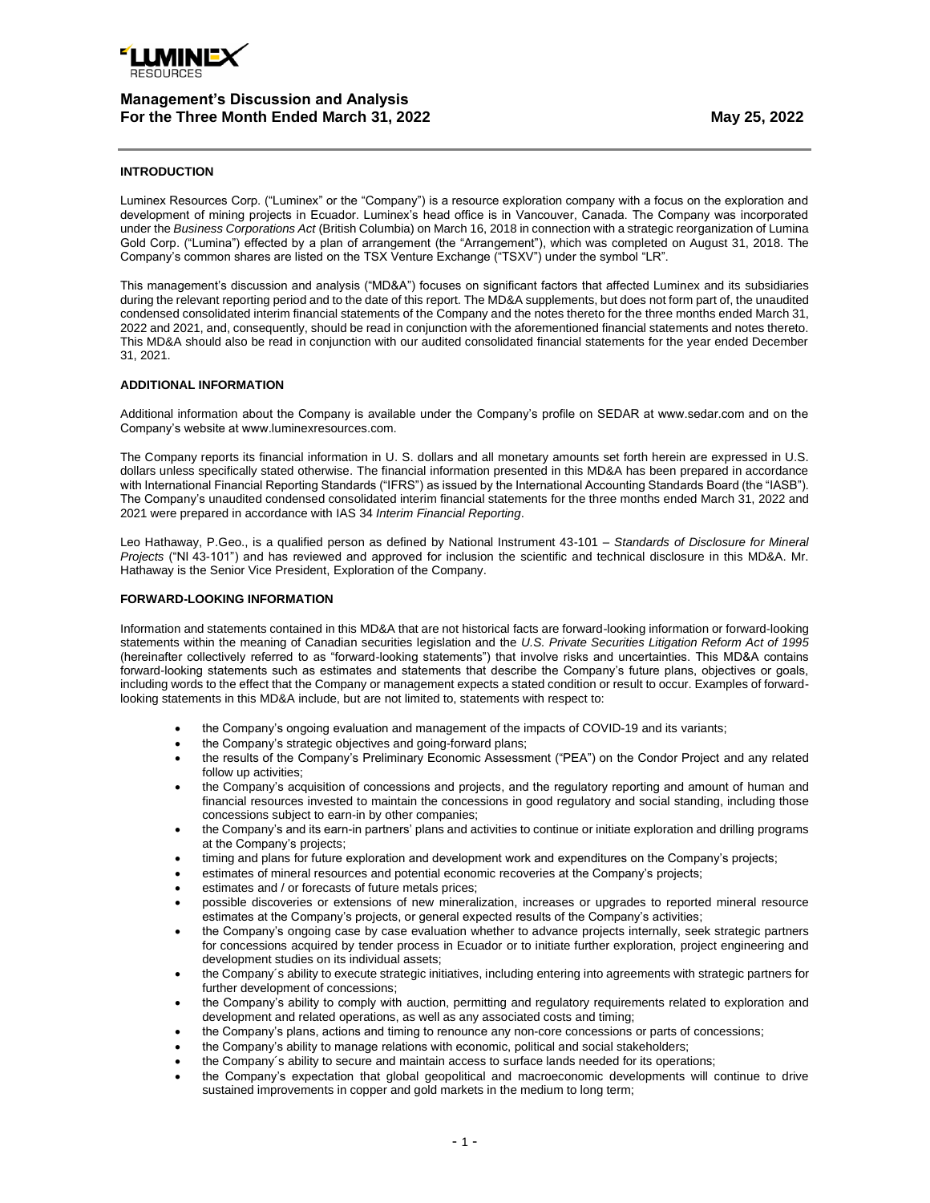# Management's Discussion and Analysis
## For the Three Month Ended March 31, 2022

May 25, 2022

### INTRODUCTION

Luminex Resources Corp. ("Luminex" or the "Company") is a resource exploration company with a focus on the exploration and development of mining projects in Ecuador. Luminex's head office is in Vancouver, Canada. The Company was incorporated under the *Business Corporations Act* (British Columbia) on March 16, 2018 in connection with a strategic reorganization of Lumina Gold Corp. ("Lumina") effected by a plan of arrangement (the "Arrangement"), which was completed on August 31, 2018. The Company's common shares are listed on the TSX Venture Exchange ("TSXV") under the symbol "LR".

This management's discussion and analysis ("MD&A") focuses on significant factors that affected Luminex and its subsidiaries during the relevant reporting period and to the date of this report. The MD&A supplements, but does not form part of, the unaudited condensed consolidated interim financial statements of the Company and the notes thereto for the three months ended March 31, 2022 and 2021, and, consequently, should be read in conjunction with the aforementioned financial statements and notes thereto. This MD&A should also be read in conjunction with our audited consolidated financial statements for the year ended December 31, 2021.

### ADDITIONAL INFORMATION

Additional information about the Company is available under the Company's profile on SEDAR at www.sedar.com and on the Company's website at www.luminexresources.com.

The Company reports its financial information in U. S. dollars and all monetary amounts set forth herein are expressed in U.S. dollars unless specifically stated otherwise. The financial information presented in this MD&A has been prepared in accordance with International Financial Reporting Standards ("IFRS") as issued by the International Accounting Standards Board (the "IASB"). The Company's unaudited condensed consolidated interim financial statements for the three months ended March 31, 2022 and 2021 were prepared in accordance with IAS 34 *Interim Financial Reporting*.

Leo Hathaway, P.Geo., is a qualified person as defined by National Instrument 43-101 – *Standards of Disclosure for Mineral Projects* ("NI 43-101") and has reviewed and approved for inclusion the scientific and technical disclosure in this MD&A. Mr. Hathaway is the Senior Vice President, Exploration of the Company.

### FORWARD-LOOKING INFORMATION

Information and statements contained in this MD&A that are not historical facts are forward-looking information or forward-looking statements within the meaning of Canadian securities legislation and the *U.S. Private Securities Litigation Reform Act of 1995* (hereinafter collectively referred to as "forward-looking statements") that involve risks and uncertainties. This MD&A contains forward-looking statements such as estimates and statements that describe the Company's future plans, objectives or goals, including words to the effect that the Company or management expects a stated condition or result to occur. Examples of forward-looking statements in this MD&A include, but are not limited to, statements with respect to:

- the Company's ongoing evaluation and management of the impacts of COVID-19 and its variants;
- the Company's strategic objectives and going-forward plans;
- the results of the Company's Preliminary Economic Assessment ("PEA") on the Condor Project and any related follow up activities;
- the Company's acquisition of concessions and projects, and the regulatory reporting and amount of human and financial resources invested to maintain the concessions in good regulatory and social standing, including those concessions subject to earn-in by other companies;
- the Company's and its earn-in partners' plans and activities to continue or initiate exploration and drilling programs at the Company's projects;
- timing and plans for future exploration and development work and expenditures on the Company's projects;
- estimates of mineral resources and potential economic recoveries at the Company's projects;
- estimates and / or forecasts of future metals prices;
- possible discoveries or extensions of new mineralization, increases or upgrades to reported mineral resource estimates at the Company's projects, or general expected results of the Company's activities;
- the Company's ongoing case by case evaluation whether to advance projects internally, seek strategic partners for concessions acquired by tender process in Ecuador or to initiate further exploration, project engineering and development studies on its individual assets;
- the Company´s ability to execute strategic initiatives, including entering into agreements with strategic partners for further development of concessions;
- the Company's ability to comply with auction, permitting and regulatory requirements related to exploration and development and related operations, as well as any associated costs and timing;
- the Company's plans, actions and timing to renounce any non-core concessions or parts of concessions;
- the Company's ability to manage relations with economic, political and social stakeholders;
- the Company´s ability to secure and maintain access to surface lands needed for its operations;
- the Company's expectation that global geopolitical and macroeconomic developments will continue to drive sustained improvements in copper and gold markets in the medium to long term;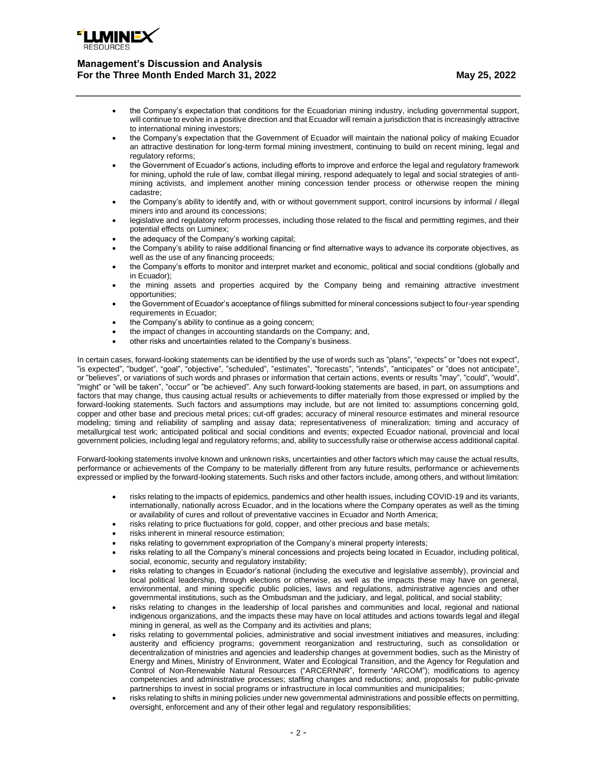- the Company's expectation that conditions for the Ecuadorian mining industry, including governmental support, will continue to evolve in a positive direction and that Ecuador will remain a jurisdiction that is increasingly attractive to international mining investors;
- the Company's expectation that the Government of Ecuador will maintain the national policy of making Ecuador an attractive destination for long-term formal mining investment, continuing to build on recent mining, legal and regulatory reforms;
- the Government of Ecuador's actions, including efforts to improve and enforce the legal and regulatory framework for mining, uphold the rule of law, combat illegal mining, respond adequately to legal and social strategies of anti-mining activists, and implement another mining concession tender process or otherwise reopen the mining cadastre;
- the Company's ability to identify and, with or without government support, control incursions by informal / illegal miners into and around its concessions;
- legislative and regulatory reform processes, including those related to the fiscal and permitting regimes, and their potential effects on Luminex;
- the adequacy of the Company's working capital;
- the Company's ability to raise additional financing or find alternative ways to advance its corporate objectives, as well as the use of any financing proceeds;
- the Company's efforts to monitor and interpret market and economic, political and social conditions (globally and in Ecuador);
- the mining assets and properties acquired by the Company being and remaining attractive investment opportunities;
- the Government of Ecuador's acceptance of filings submitted for mineral concessions subject to four-year spending requirements in Ecuador;
- the Company's ability to continue as a going concern;
- the impact of changes in accounting standards on the Company; and,
- other risks and uncertainties related to the Company's business.

In certain cases, forward-looking statements can be identified by the use of words such as "plans", "expects" or "does not expect", "is expected", "budget", "goal", "objective", "scheduled", "estimates", "forecasts", "intends", "anticipates" or "does not anticipate", or "believes", or variations of such words and phrases or information that certain actions, events or results "may", "could", "would", "might" or "will be taken", "occur" or "be achieved". Any such forward-looking statements are based, in part, on assumptions and factors that may change, thus causing actual results or achievements to differ materially from those expressed or implied by the forward-looking statements. Such factors and assumptions may include, but are not limited to: assumptions concerning gold, copper and other base and precious metal prices; cut-off grades; accuracy of mineral resource estimates and mineral resource modeling; timing and reliability of sampling and assay data; representativeness of mineralization; timing and accuracy of metallurgical test work; anticipated political and social conditions and events; expected Ecuador national, provincial and local government policies, including legal and regulatory reforms; and, ability to successfully raise or otherwise access additional capital.

Forward-looking statements involve known and unknown risks, uncertainties and other factors which may cause the actual results, performance or achievements of the Company to be materially different from any future results, performance or achievements expressed or implied by the forward-looking statements. Such risks and other factors include, among others, and without limitation:

- risks relating to the impacts of epidemics, pandemics and other health issues, including COVID-19 and its variants, internationally, nationally across Ecuador, and in the locations where the Company operates as well as the timing or availability of cures and rollout of preventative vaccines in Ecuador and North America;
- risks relating to price fluctuations for gold, copper, and other precious and base metals;
- risks inherent in mineral resource estimation;
- risks relating to government expropriation of the Company's mineral property interests;
- risks relating to all the Company's mineral concessions and projects being located in Ecuador, including political, social, economic, security and regulatory instability;
- risks relating to changes in Ecuador's national (including the executive and legislative assembly), provincial and local political leadership, through elections or otherwise, as well as the impacts these may have on general, environmental, and mining specific public policies, laws and regulations, administrative agencies and other governmental institutions, such as the Ombudsman and the judiciary, and legal, political, and social stability;
- risks relating to changes in the leadership of local parishes and communities and local, regional and national indigenous organizations, and the impacts these may have on local attitudes and actions towards legal and illegal mining in general, as well as the Company and its activities and plans;
- risks relating to governmental policies, administrative and social investment initiatives and measures, including: austerity and efficiency programs; government reorganization and restructuring, such as consolidation or decentralization of ministries and agencies and leadership changes at government bodies, such as the Ministry of Energy and Mines, Ministry of Environment, Water and Ecological Transition, and the Agency for Regulation and Control of Non-Renewable Natural Resources ("ARCERNNR", formerly "ARCOM"); modifications to agency competencies and administrative processes; staffing changes and reductions; and, proposals for public-private partnerships to invest in social programs or infrastructure in local communities and municipalities;
- risks relating to shifts in mining policies under new governmental administrations and possible effects on permitting, oversight, enforcement and any of their other legal and regulatory responsibilities;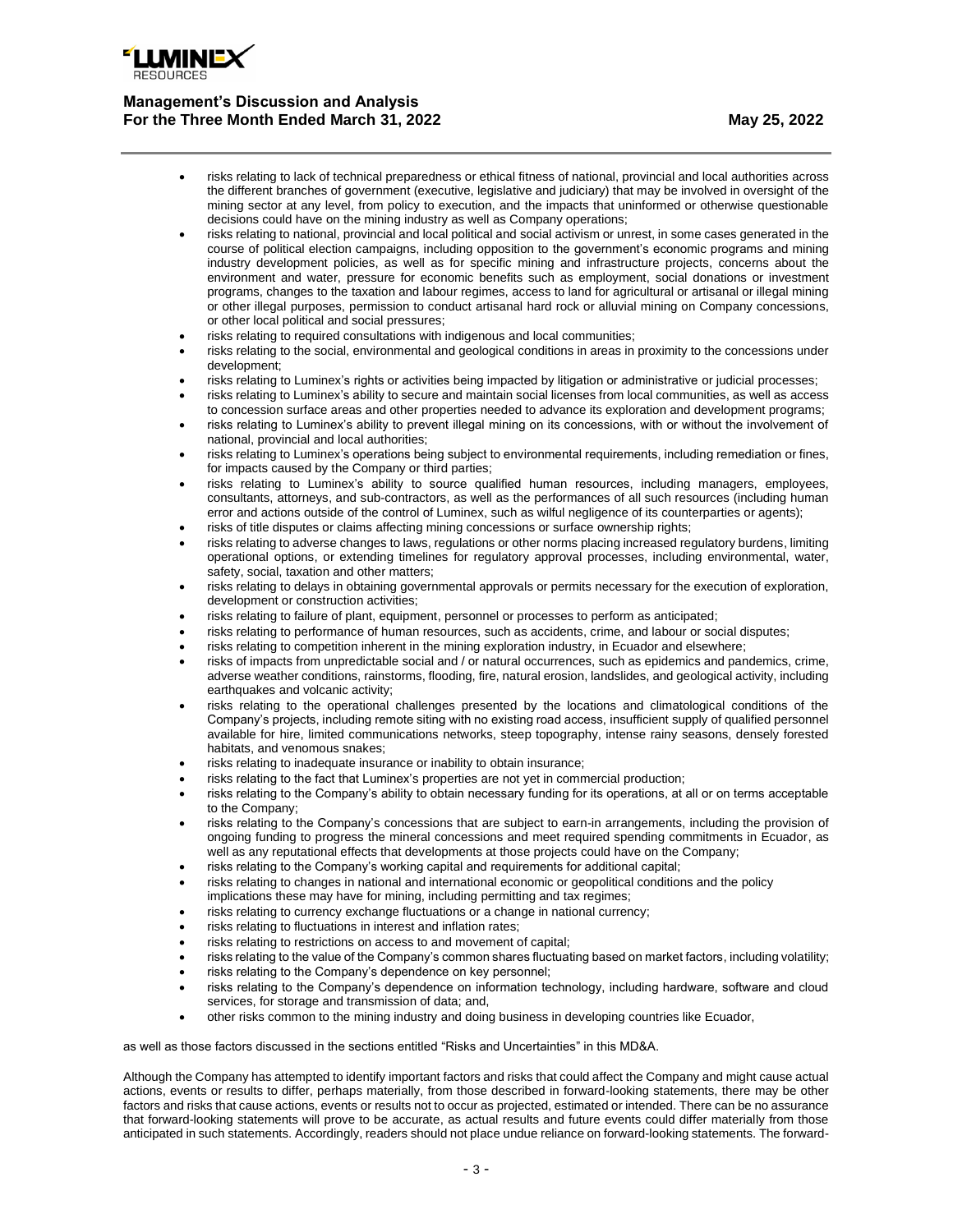- risks relating to lack of technical preparedness or ethical fitness of national, provincial and local authorities across the different branches of government (executive, legislative and judiciary) that may be involved in oversight of the mining sector at any level, from policy to execution, and the impacts that uninformed or otherwise questionable decisions could have on the mining industry as well as Company operations;
- risks relating to national, provincial and local political and social activism or unrest, in some cases generated in the course of political election campaigns, including opposition to the government's economic programs and mining industry development policies, as well as for specific mining and infrastructure projects, concerns about the environment and water, pressure for economic benefits such as employment, social donations or investment programs, changes to the taxation and labour regimes, access to land for agricultural or artisanal or illegal mining or other illegal purposes, permission to conduct artisanal hard rock or alluvial mining on Company concessions, or other local political and social pressures;
- risks relating to required consultations with indigenous and local communities;
- risks relating to the social, environmental and geological conditions in areas in proximity to the concessions under development;
- risks relating to Luminex's rights or activities being impacted by litigation or administrative or judicial processes;
- risks relating to Luminex's ability to secure and maintain social licenses from local communities, as well as access to concession surface areas and other properties needed to advance its exploration and development programs;
- risks relating to Luminex's ability to prevent illegal mining on its concessions, with or without the involvement of national, provincial and local authorities;
- risks relating to Luminex's operations being subject to environmental requirements, including remediation or fines, for impacts caused by the Company or third parties;
- risks relating to Luminex's ability to source qualified human resources, including managers, employees, consultants, attorneys, and sub-contractors, as well as the performances of all such resources (including human error and actions outside of the control of Luminex, such as wilful negligence of its counterparties or agents);
- risks of title disputes or claims affecting mining concessions or surface ownership rights;
- risks relating to adverse changes to laws, regulations or other norms placing increased regulatory burdens, limiting operational options, or extending timelines for regulatory approval processes, including environmental, water, safety, social, taxation and other matters;
- risks relating to delays in obtaining governmental approvals or permits necessary for the execution of exploration, development or construction activities;
- risks relating to failure of plant, equipment, personnel or processes to perform as anticipated;
- risks relating to performance of human resources, such as accidents, crime, and labour or social disputes;
- risks relating to competition inherent in the mining exploration industry, in Ecuador and elsewhere;
- risks of impacts from unpredictable social and / or natural occurrences, such as epidemics and pandemics, crime, adverse weather conditions, rainstorms, flooding, fire, natural erosion, landslides, and geological activity, including earthquakes and volcanic activity;
- risks relating to the operational challenges presented by the locations and climatological conditions of the Company's projects, including remote siting with no existing road access, insufficient supply of qualified personnel available for hire, limited communications networks, steep topography, intense rainy seasons, densely forested habitats, and venomous snakes;
- risks relating to inadequate insurance or inability to obtain insurance;
- risks relating to the fact that Luminex's properties are not yet in commercial production;
- risks relating to the Company's ability to obtain necessary funding for its operations, at all or on terms acceptable to the Company;
- risks relating to the Company's concessions that are subject to earn-in arrangements, including the provision of ongoing funding to progress the mineral concessions and meet required spending commitments in Ecuador, as well as any reputational effects that developments at those projects could have on the Company;
- risks relating to the Company's working capital and requirements for additional capital;
- risks relating to changes in national and international economic or geopolitical conditions and the policy implications these may have for mining, including permitting and tax regimes;
- risks relating to currency exchange fluctuations or a change in national currency;
- risks relating to fluctuations in interest and inflation rates;
- risks relating to restrictions on access to and movement of capital;
- risks relating to the value of the Company's common shares fluctuating based on market factors, including volatility;
- risks relating to the Company's dependence on key personnel;
- risks relating to the Company's dependence on information technology, including hardware, software and cloud services, for storage and transmission of data; and,
- other risks common to the mining industry and doing business in developing countries like Ecuador,

as well as those factors discussed in the sections entitled "Risks and Uncertainties" in this MD&A.

Although the Company has attempted to identify important factors and risks that could affect the Company and might cause actual actions, events or results to differ, perhaps materially, from those described in forward-looking statements, there may be other factors and risks that cause actions, events or results not to occur as projected, estimated or intended. There can be no assurance that forward-looking statements will prove to be accurate, as actual results and future events could differ materially from those anticipated in such statements. Accordingly, readers should not place undue reliance on forward-looking statements. The forward-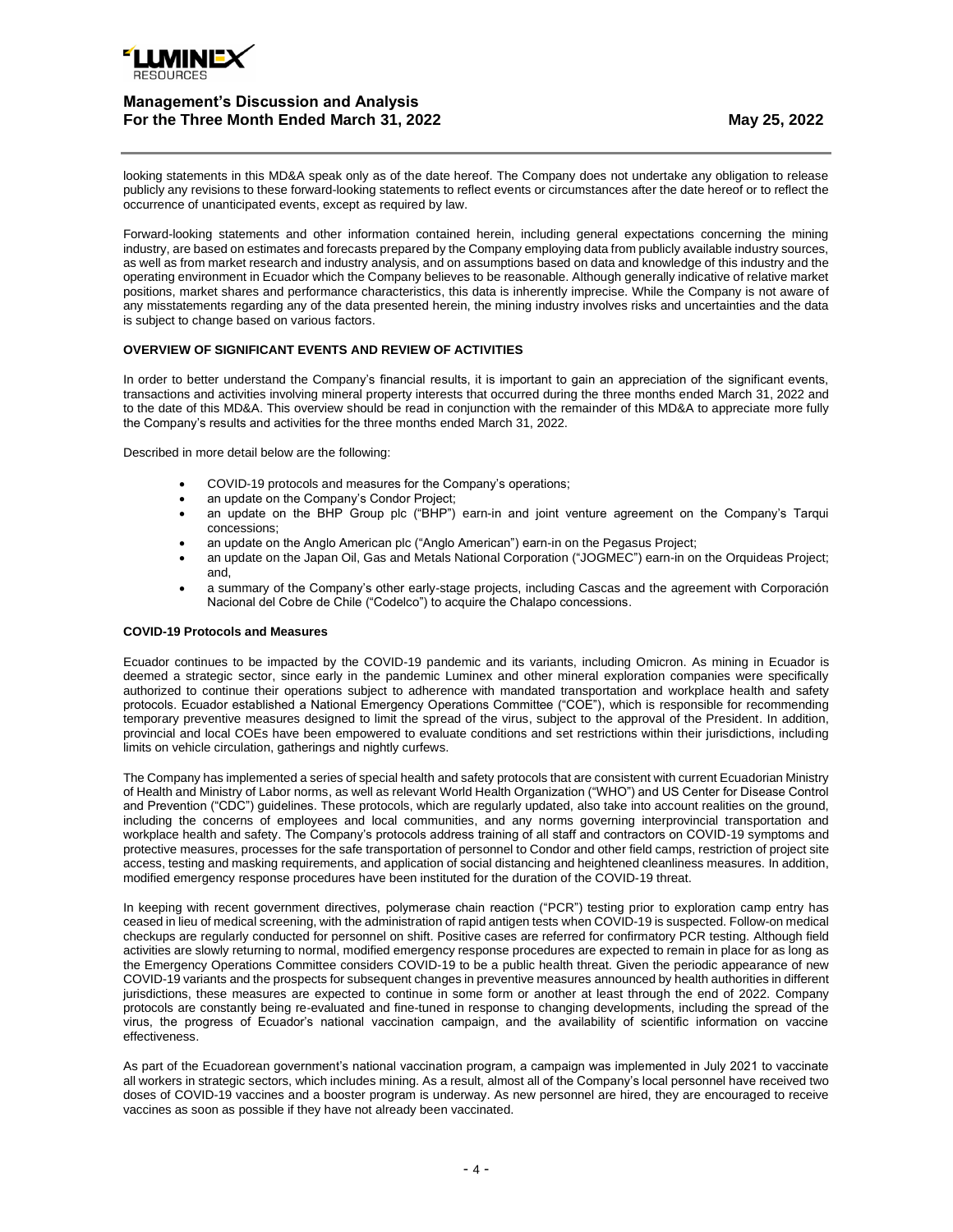looking statements in this MD&A speak only as of the date hereof. The Company does not undertake any obligation to release publicly any revisions to these forward-looking statements to reflect events or circumstances after the date hereof or to reflect the occurrence of unanticipated events, except as required by law.

Forward-looking statements and other information contained herein, including general expectations concerning the mining industry, are based on estimates and forecasts prepared by the Company employing data from publicly available industry sources, as well as from market research and industry analysis, and on assumptions based on data and knowledge of this industry and the operating environment in Ecuador which the Company believes to be reasonable. Although generally indicative of relative market positions, market shares and performance characteristics, this data is inherently imprecise. While the Company is not aware of any misstatements regarding any of the data presented herein, the mining industry involves risks and uncertainties and the data is subject to change based on various factors.

**OVERVIEW OF SIGNIFICANT EVENTS AND REVIEW OF ACTIVITIES**

In order to better understand the Company's financial results, it is important to gain an appreciation of the significant events, transactions and activities involving mineral property interests that occurred during the three months ended March 31, 2022 and to the date of this MD&A. This overview should be read in conjunction with the remainder of this MD&A to appreciate more fully the Company's results and activities for the three months ended March 31, 2022.

Described in more detail below are the following:

- COVID-19 protocols and measures for the Company's operations;
- an update on the Company's Condor Project;
- an update on the BHP Group plc ("BHP") earn-in and joint venture agreement on the Company's Tarqui concessions;
- an update on the Anglo American plc ("Anglo American") earn-in on the Pegasus Project;
- an update on the Japan Oil, Gas and Metals National Corporation ("JOGMEC") earn-in on the Orquideas Project; and,
- a summary of the Company's other early-stage projects, including Cascas and the agreement with Corporación Nacional del Cobre de Chile ("Codelco") to acquire the Chalapo concessions.

**COVID-19 Protocols and Measures**

Ecuador continues to be impacted by the COVID-19 pandemic and its variants, including Omicron. As mining in Ecuador is deemed a strategic sector, since early in the pandemic Luminex and other mineral exploration companies were specifically authorized to continue their operations subject to adherence with mandated transportation and workplace health and safety protocols. Ecuador established a National Emergency Operations Committee ("COE"), which is responsible for recommending temporary preventive measures designed to limit the spread of the virus, subject to the approval of the President. In addition, provincial and local COEs have been empowered to evaluate conditions and set restrictions within their jurisdictions, including limits on vehicle circulation, gatherings and nightly curfews.

The Company has implemented a series of special health and safety protocols that are consistent with current Ecuadorian Ministry of Health and Ministry of Labor norms, as well as relevant World Health Organization ("WHO") and US Center for Disease Control and Prevention ("CDC") guidelines. These protocols, which are regularly updated, also take into account realities on the ground, including the concerns of employees and local communities, and any norms governing interprovincial transportation and workplace health and safety. The Company's protocols address training of all staff and contractors on COVID-19 symptoms and protective measures, processes for the safe transportation of personnel to Condor and other field camps, restriction of project site access, testing and masking requirements, and application of social distancing and heightened cleanliness measures. In addition, modified emergency response procedures have been instituted for the duration of the COVID-19 threat.

In keeping with recent government directives, polymerase chain reaction ("PCR") testing prior to exploration camp entry has ceased in lieu of medical screening, with the administration of rapid antigen tests when COVID-19 is suspected. Follow-on medical checkups are regularly conducted for personnel on shift. Positive cases are referred for confirmatory PCR testing. Although field activities are slowly returning to normal, modified emergency response procedures are expected to remain in place for as long as the Emergency Operations Committee considers COVID-19 to be a public health threat. Given the periodic appearance of new COVID-19 variants and the prospects for subsequent changes in preventive measures announced by health authorities in different jurisdictions, these measures are expected to continue in some form or another at least through the end of 2022. Company protocols are constantly being re-evaluated and fine-tuned in response to changing developments, including the spread of the virus, the progress of Ecuador's national vaccination campaign, and the availability of scientific information on vaccine effectiveness.

As part of the Ecuadorean government's national vaccination program, a campaign was implemented in July 2021 to vaccinate all workers in strategic sectors, which includes mining. As a result, almost all of the Company's local personnel have received two doses of COVID-19 vaccines and a booster program is underway. As new personnel are hired, they are encouraged to receive vaccines as soon as possible if they have not already been vaccinated.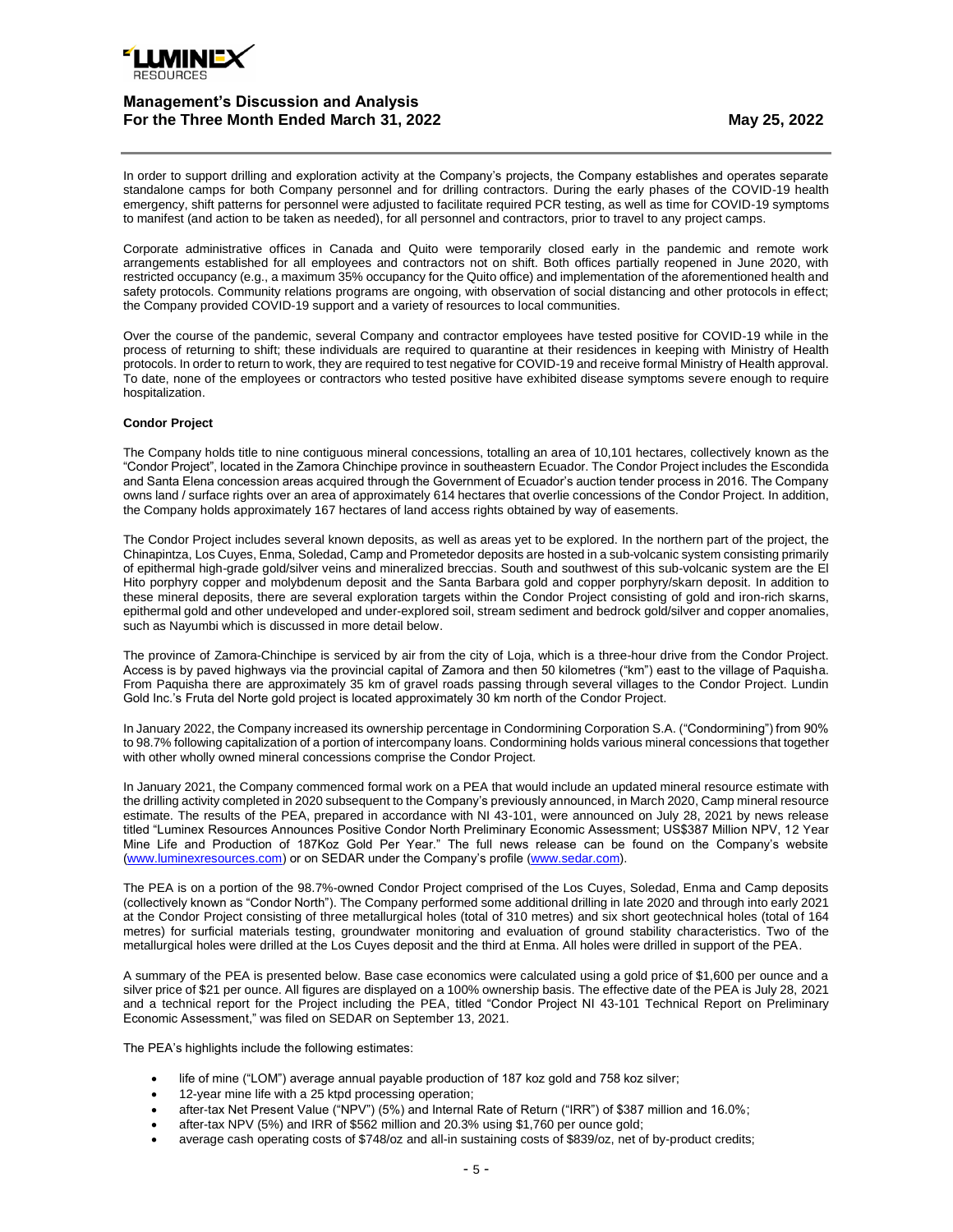In order to support drilling and exploration activity at the Company's projects, the Company establishes and operates separate standalone camps for both Company personnel and for drilling contractors. During the early phases of the COVID-19 health emergency, shift patterns for personnel were adjusted to facilitate required PCR testing, as well as time for COVID-19 symptoms to manifest (and action to be taken as needed), for all personnel and contractors, prior to travel to any project camps.

Corporate administrative offices in Canada and Quito were temporarily closed early in the pandemic and remote work arrangements established for all employees and contractors not on shift. Both offices partially reopened in June 2020, with restricted occupancy (e.g., a maximum 35% occupancy for the Quito office) and implementation of the aforementioned health and safety protocols. Community relations programs are ongoing, with observation of social distancing and other protocols in effect; the Company provided COVID-19 support and a variety of resources to local communities.

Over the course of the pandemic, several Company and contractor employees have tested positive for COVID-19 while in the process of returning to shift; these individuals are required to quarantine at their residences in keeping with Ministry of Health protocols. In order to return to work, they are required to test negative for COVID-19 and receive formal Ministry of Health approval. To date, none of the employees or contractors who tested positive have exhibited disease symptoms severe enough to require hospitalization.

**Condor Project**

The Company holds title to nine contiguous mineral concessions, totalling an area of 10,101 hectares, collectively known as the "Condor Project", located in the Zamora Chinchipe province in southeastern Ecuador. The Condor Project includes the Escondida and Santa Elena concession areas acquired through the Government of Ecuador's auction tender process in 2016. The Company owns land / surface rights over an area of approximately 614 hectares that overlie concessions of the Condor Project. In addition, the Company holds approximately 167 hectares of land access rights obtained by way of easements.

The Condor Project includes several known deposits, as well as areas yet to be explored. In the northern part of the project, the Chinapintza, Los Cuyes, Enma, Soledad, Camp and Prometedor deposits are hosted in a sub-volcanic system consisting primarily of epithermal high-grade gold/silver veins and mineralized breccias. South and southwest of this sub-volcanic system are the El Hito porphyry copper and molybdenum deposit and the Santa Barbara gold and copper porphyry/skarn deposit. In addition to these mineral deposits, there are several exploration targets within the Condor Project consisting of gold and iron-rich skarns, epithermal gold and other undeveloped and under-explored soil, stream sediment and bedrock gold/silver and copper anomalies, such as Nayumbi which is discussed in more detail below.

The province of Zamora-Chinchipe is serviced by air from the city of Loja, which is a three-hour drive from the Condor Project. Access is by paved highways via the provincial capital of Zamora and then 50 kilometres ("km") east to the village of Paquisha. From Paquisha there are approximately 35 km of gravel roads passing through several villages to the Condor Project. Lundin Gold Inc.'s Fruta del Norte gold project is located approximately 30 km north of the Condor Project.

In January 2022, the Company increased its ownership percentage in Condormining Corporation S.A. ("Condormining") from 90% to 98.7% following capitalization of a portion of intercompany loans. Condormining holds various mineral concessions that together with other wholly owned mineral concessions comprise the Condor Project.

In January 2021, the Company commenced formal work on a PEA that would include an updated mineral resource estimate with the drilling activity completed in 2020 subsequent to the Company's previously announced, in March 2020, Camp mineral resource estimate. The results of the PEA, prepared in accordance with NI 43-101, were announced on July 28, 2021 by news release titled "Luminex Resources Announces Positive Condor North Preliminary Economic Assessment; US$387 Million NPV, 12 Year Mine Life and Production of 187Koz Gold Per Year." The full news release can be found on the Company's website (www.luminexresources.com) or on SEDAR under the Company's profile (www.sedar.com).

The PEA is on a portion of the 98.7%-owned Condor Project comprised of the Los Cuyes, Soledad, Enma and Camp deposits (collectively known as "Condor North"). The Company performed some additional drilling in late 2020 and through into early 2021 at the Condor Project consisting of three metallurgical holes (total of 310 metres) and six short geotechnical holes (total of 164 metres) for surficial materials testing, groundwater monitoring and evaluation of ground stability characteristics. Two of the metallurgical holes were drilled at the Los Cuyes deposit and the third at Enma. All holes were drilled in support of the PEA.

A summary of the PEA is presented below. Base case economics were calculated using a gold price of $1,600 per ounce and a silver price of $21 per ounce. All figures are displayed on a 100% ownership basis. The effective date of the PEA is July 28, 2021 and a technical report for the Project including the PEA, titled "Condor Project NI 43-101 Technical Report on Preliminary Economic Assessment," was filed on SEDAR on September 13, 2021.

The PEA's highlights include the following estimates:

- life of mine ("LOM") average annual payable production of 187 koz gold and 758 koz silver;
- 12-year mine life with a 25 ktpd processing operation;
- after-tax Net Present Value ("NPV") (5%) and Internal Rate of Return ("IRR") of $387 million and 16.0%;
- after-tax NPV (5%) and IRR of $562 million and 20.3% using $1,760 per ounce gold;
- average cash operating costs of $748/oz and all-in sustaining costs of $839/oz, net of by-product credits;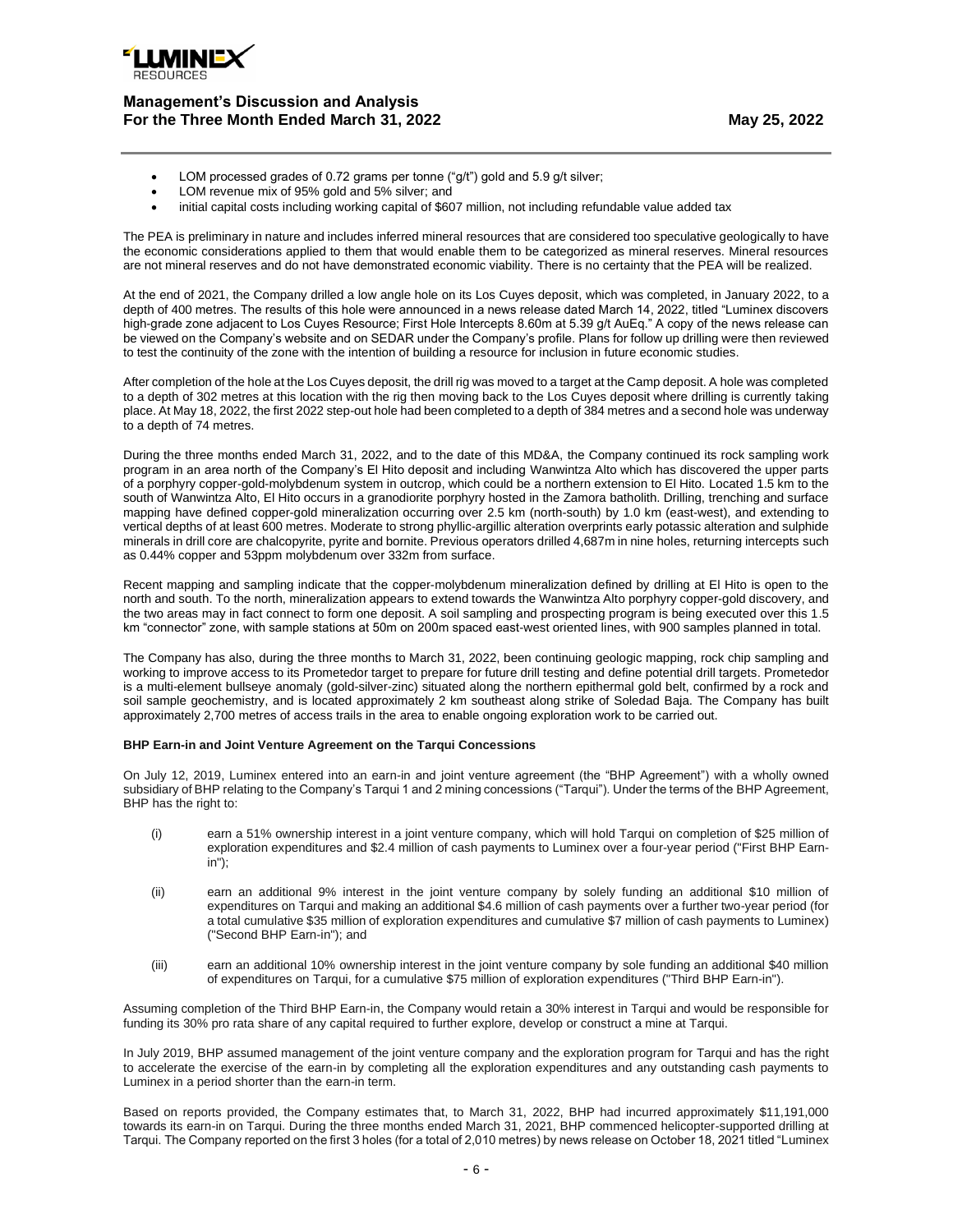- LOM processed grades of 0.72 grams per tonne ("g/t") gold and 5.9 g/t silver;
- LOM revenue mix of 95% gold and 5% silver; and
- initial capital costs including working capital of $607 million, not including refundable value added tax

The PEA is preliminary in nature and includes inferred mineral resources that are considered too speculative geologically to have the economic considerations applied to them that would enable them to be categorized as mineral reserves. Mineral resources are not mineral reserves and do not have demonstrated economic viability. There is no certainty that the PEA will be realized.

At the end of 2021, the Company drilled a low angle hole on its Los Cuyes deposit, which was completed, in January 2022, to a depth of 400 metres. The results of this hole were announced in a news release dated March 14, 2022, titled "Luminex discovers high-grade zone adjacent to Los Cuyes Resource; First Hole Intercepts 8.60m at 5.39 g/t AuEq." A copy of the news release can be viewed on the Company's website and on SEDAR under the Company's profile. Plans for follow up drilling were then reviewed to test the continuity of the zone with the intention of building a resource for inclusion in future economic studies.

After completion of the hole at the Los Cuyes deposit, the drill rig was moved to a target at the Camp deposit. A hole was completed to a depth of 302 metres at this location with the rig then moving back to the Los Cuyes deposit where drilling is currently taking place. At May 18, 2022, the first 2022 step-out hole had been completed to a depth of 384 metres and a second hole was underway to a depth of 74 metres.

During the three months ended March 31, 2022, and to the date of this MD&A, the Company continued its rock sampling work program in an area north of the Company's El Hito deposit and including Wanwintza Alto which has discovered the upper parts of a porphyry copper-gold-molybdenum system in outcrop, which could be a northern extension to El Hito. Located 1.5 km to the south of Wanwintza Alto, El Hito occurs in a granodiorite porphyry hosted in the Zamora batholith. Drilling, trenching and surface mapping have defined copper-gold mineralization occurring over 2.5 km (north-south) by 1.0 km (east-west), and extending to vertical depths of at least 600 metres. Moderate to strong phyllic-argillic alteration overprints early potassic alteration and sulphide minerals in drill core are chalcopyrite, pyrite and bornite. Previous operators drilled 4,687m in nine holes, returning intercepts such as 0.44% copper and 53ppm molybdenum over 332m from surface.

Recent mapping and sampling indicate that the copper-molybdenum mineralization defined by drilling at El Hito is open to the north and south. To the north, mineralization appears to extend towards the Wanwintza Alto porphyry copper-gold discovery, and the two areas may in fact connect to form one deposit. A soil sampling and prospecting program is being executed over this 1.5 km "connector" zone, with sample stations at 50m on 200m spaced east-west oriented lines, with 900 samples planned in total.

The Company has also, during the three months to March 31, 2022, been continuing geologic mapping, rock chip sampling and working to improve access to its Prometedor target to prepare for future drill testing and define potential drill targets. Prometedor is a multi-element bullseye anomaly (gold-silver-zinc) situated along the northern epithermal gold belt, confirmed by a rock and soil sample geochemistry, and is located approximately 2 km southeast along strike of Soledad Baja. The Company has built approximately 2,700 metres of access trails in the area to enable ongoing exploration work to be carried out.

**BHP Earn-in and Joint Venture Agreement on the Tarqui Concessions**

On July 12, 2019, Luminex entered into an earn-in and joint venture agreement (the "BHP Agreement") with a wholly owned subsidiary of BHP relating to the Company's Tarqui 1 and 2 mining concessions ("Tarqui"). Under the terms of the BHP Agreement, BHP has the right to:

(i) earn a 51% ownership interest in a joint venture company, which will hold Tarqui on completion of $25 million of exploration expenditures and $2.4 million of cash payments to Luminex over a four-year period ("First BHP Earn-in");

(ii) earn an additional 9% interest in the joint venture company by solely funding an additional $10 million of expenditures on Tarqui and making an additional $4.6 million of cash payments over a further two-year period (for a total cumulative $35 million of exploration expenditures and cumulative $7 million of cash payments to Luminex) ("Second BHP Earn-in"); and

(iii) earn an additional 10% ownership interest in the joint venture company by sole funding an additional $40 million of expenditures on Tarqui, for a cumulative $75 million of exploration expenditures ("Third BHP Earn-in").

Assuming completion of the Third BHP Earn-in, the Company would retain a 30% interest in Tarqui and would be responsible for funding its 30% pro rata share of any capital required to further explore, develop or construct a mine at Tarqui.

In July 2019, BHP assumed management of the joint venture company and the exploration program for Tarqui and has the right to accelerate the exercise of the earn-in by completing all the exploration expenditures and any outstanding cash payments to Luminex in a period shorter than the earn-in term.

Based on reports provided, the Company estimates that, to March 31, 2022, BHP had incurred approximately $11,191,000 towards its earn-in on Tarqui. During the three months ended March 31, 2021, BHP commenced helicopter-supported drilling at Tarqui. The Company reported on the first 3 holes (for a total of 2,010 metres) by news release on October 18, 2021 titled "Luminex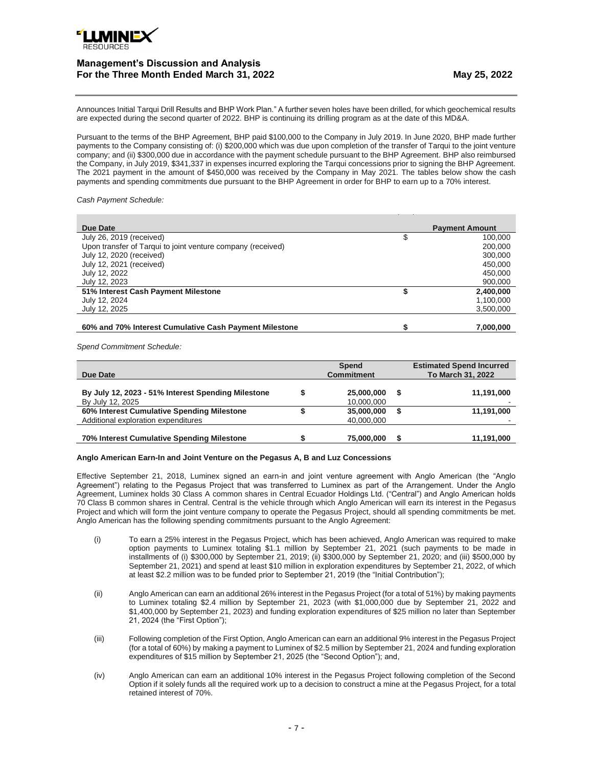Announces Initial Tarqui Drill Results and BHP Work Plan." A further seven holes have been drilled, for which geochemical results are expected during the second quarter of 2022. BHP is continuing its drilling program as at the date of this MD&A.

Pursuant to the terms of the BHP Agreement, BHP paid $100,000 to the Company in July 2019. In June 2020, BHP made further payments to the Company consisting of: (i) $200,000 which was due upon completion of the transfer of Tarqui to the joint venture company; and (ii) $300,000 due in accordance with the payment schedule pursuant to the BHP Agreement. BHP also reimbursed the Company, in July 2019, $341,337 in expenses incurred exploring the Tarqui concessions prior to signing the BHP Agreement. The 2021 payment in the amount of $450,000 was received by the Company in May 2021. The tables below show the cash payments and spending commitments due pursuant to the BHP Agreement in order for BHP to earn up to a 70% interest.

*Cash Payment Schedule:*

| Due Date | | Payment Amount |
|---|---|---|
| July 26, 2019 (received) | $ | 100,000 |
| Upon transfer of Tarqui to joint venture company (received) | | 200,000 |
| July 12, 2020 (received) | | 300,000 |
| July 12, 2021 (received) | | 450,000 |
| July 12, 2022 | | 450,000 |
| July 12, 2023 | | 900,000 |
| **51% Interest Cash Payment Milestone** | **$** | **2,400,000** |
| July 12, 2024 | | 1,100,000 |
| July 12, 2025 | | 3,500,000 |
| **60% and 70% Interest Cumulative Cash Payment Milestone** | **$** | **7,000,000** |

*Spend Commitment Schedule:*

| Due Date | | Spend Commitment | | Estimated Spend Incurred To March 31, 2022 |
|---|---|---|---|---|
| **By July 12, 2023 - 51% Interest Spending Milestone** | **$** | **25,000,000** | **$** | **11,191,000** |
| By July 12, 2025 | | 10,000,000 | | - |
| **60% Interest Cumulative Spending Milestone** | **$** | **35,000,000** | **$** | **11,191,000** |
| Additional exploration expenditures | | 40,000,000 | | - |
| **70% Interest Cumulative Spending Milestone** | **$** | **75,000,000** | **$** | **11,191,000** |

**Anglo American Earn-In and Joint Venture on the Pegasus A, B and Luz Concessions**

Effective September 21, 2018, Luminex signed an earn-in and joint venture agreement with Anglo American (the "Anglo Agreement") relating to the Pegasus Project that was transferred to Luminex as part of the Arrangement. Under the Anglo Agreement, Luminex holds 30 Class A common shares in Central Ecuador Holdings Ltd. ("Central") and Anglo American holds 70 Class B common shares in Central. Central is the vehicle through which Anglo American will earn its interest in the Pegasus Project and which will form the joint venture company to operate the Pegasus Project, should all spending commitments be met. Anglo American has the following spending commitments pursuant to the Anglo Agreement:

(i) To earn a 25% interest in the Pegasus Project, which has been achieved, Anglo American was required to make option payments to Luminex totaling $1.1 million by September 21, 2021 (such payments to be made in installments of (i) $300,000 by September 21, 2019; (ii) $300,000 by September 21, 2020; and (iii) $500,000 by September 21, 2021) and spend at least $10 million in exploration expenditures by September 21, 2022, of which at least $2.2 million was to be funded prior to September 21, 2019 (the "Initial Contribution");

(ii) Anglo American can earn an additional 26% interest in the Pegasus Project (for a total of 51%) by making payments to Luminex totaling $2.4 million by September 21, 2023 (with $1,000,000 due by September 21, 2022 and $1,400,000 by September 21, 2023) and funding exploration expenditures of $25 million no later than September 21, 2024 (the "First Option");

(iii) Following completion of the First Option, Anglo American can earn an additional 9% interest in the Pegasus Project (for a total of 60%) by making a payment to Luminex of $2.5 million by September 21, 2024 and funding exploration expenditures of $15 million by September 21, 2025 (the "Second Option"); and,

(iv) Anglo American can earn an additional 10% interest in the Pegasus Project following completion of the Second Option if it solely funds all the required work up to a decision to construct a mine at the Pegasus Project, for a total retained interest of 70%.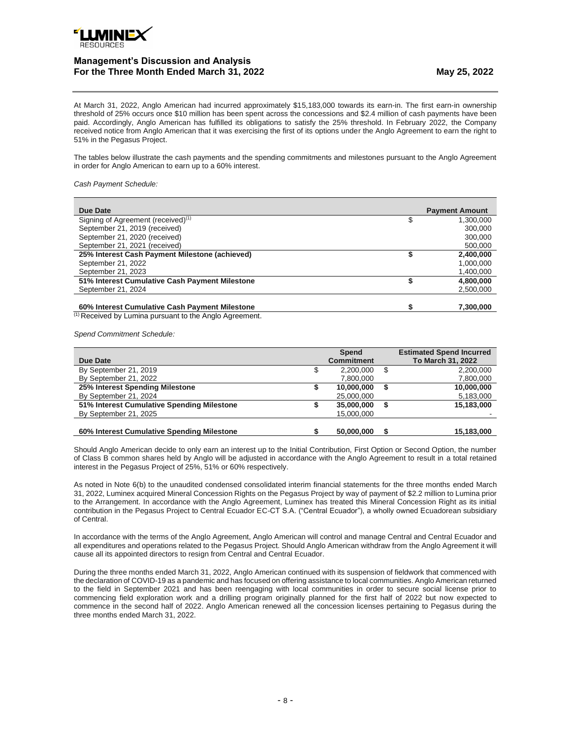At March 31, 2022, Anglo American had incurred approximately $15,183,000 towards its earn-in. The first earn-in ownership threshold of 25% occurs once $10 million has been spent across the concessions and $2.4 million of cash payments have been paid. Accordingly, Anglo American has fulfilled its obligations to satisfy the 25% threshold. In February 2022, the Company received notice from Anglo American that it was exercising the first of its options under the Anglo Agreement to earn the right to 51% in the Pegasus Project.

The tables below illustrate the cash payments and the spending commitments and milestones pursuant to the Anglo Agreement in order for Anglo American to earn up to a 60% interest.

*Cash Payment Schedule:*

| Due Date | | Payment Amount |
|---|---|---|
| Signing of Agreement (received)[(1)] | $ | 1,300,000 |
| September 21, 2019 (received) | | 300,000 |
| September 21, 2020 (received) | | 300,000 |
| September 21, 2021 (received) | | 500,000 |
| **25% Interest Cash Payment Milestone (achieved)** | **$** | **2,400,000** |
| September 21, 2022 | | 1,000,000 |
| September 21, 2023 | | 1,400,000 |
| **51% Interest Cumulative Cash Payment Milestone** | **$** | **4,800,000** |
| September 21, 2024 | | 2,500,000 |
| **60% Interest Cumulative Cash Payment Milestone** | **$** | **7,300,000** |

(1) Received by Lumina pursuant to the Anglo Agreement.

*Spend Commitment Schedule:*

| Due Date | | Spend Commitment | | Estimated Spend Incurred To March 31, 2022 |
|---|---|---|---|---|
| By September 21, 2019 | $ | 2,200,000 | $ | 2,200,000 |
| By September 21, 2022 | | 7,800,000 | | 7,800,000 |
| **25% Interest Spending Milestone** | **$** | **10,000,000** | **$** | **10,000,000** |
| By September 21, 2024 | | 25,000,000 | | 5,183,000 |
| **51% Interest Cumulative Spending Milestone** | **$** | **35,000,000** | **$** | **15,183,000** |
| By September 21, 2025 | | 15,000,000 | | - |
| **60% Interest Cumulative Spending Milestone** | **$** | **50,000,000** | **$** | **15,183,000** |

Should Anglo American decide to only earn an interest up to the Initial Contribution, First Option or Second Option, the number of Class B common shares held by Anglo will be adjusted in accordance with the Anglo Agreement to result in a total retained interest in the Pegasus Project of 25%, 51% or 60% respectively.

As noted in Note 6(b) to the unaudited condensed consolidated interim financial statements for the three months ended March 31, 2022, Luminex acquired Mineral Concession Rights on the Pegasus Project by way of payment of $2.2 million to Lumina prior to the Arrangement. In accordance with the Anglo Agreement, Luminex has treated this Mineral Concession Right as its initial contribution in the Pegasus Project to Central Ecuador EC-CT S.A. ("Central Ecuador"), a wholly owned Ecuadorean subsidiary of Central.

In accordance with the terms of the Anglo Agreement, Anglo American will control and manage Central and Central Ecuador and all expenditures and operations related to the Pegasus Project. Should Anglo American withdraw from the Anglo Agreement it will cause all its appointed directors to resign from Central and Central Ecuador.

During the three months ended March 31, 2022, Anglo American continued with its suspension of fieldwork that commenced with the declaration of COVID-19 as a pandemic and has focused on offering assistance to local communities. Anglo American returned to the field in September 2021 and has been reengaging with local communities in order to secure social license prior to commencing field exploration work and a drilling program originally planned for the first half of 2022 but now expected to commence in the second half of 2022. Anglo American renewed all the concession licenses pertaining to Pegasus during the three months ended March 31, 2022.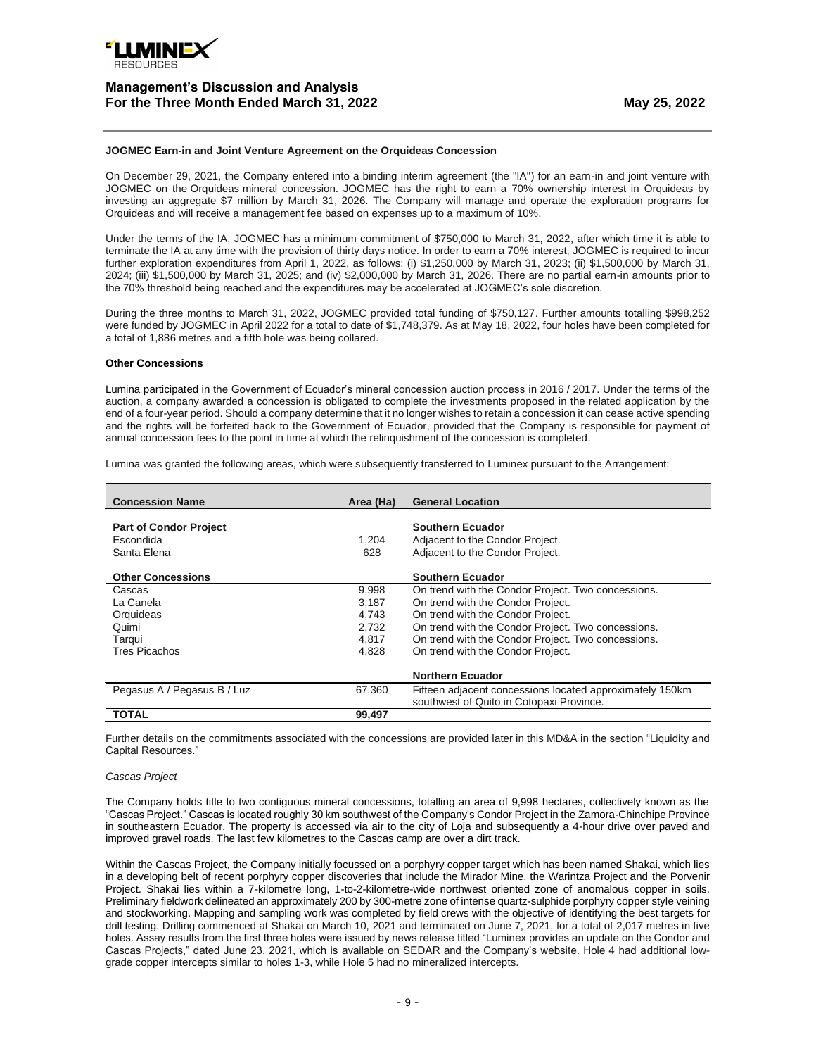**JOGMEC Earn-in and Joint Venture Agreement on the Orquideas Concession**

On December 29, 2021, the Company entered into a binding interim agreement (the "IA") for an earn-in and joint venture with JOGMEC on the Orquideas mineral concession. JOGMEC has the right to earn a 70% ownership interest in Orquideas by investing an aggregate $7 million by March 31, 2026. The Company will manage and operate the exploration programs for Orquideas and will receive a management fee based on expenses up to a maximum of 10%.

Under the terms of the IA, JOGMEC has a minimum commitment of $750,000 to March 31, 2022, after which time it is able to terminate the IA at any time with the provision of thirty days notice. In order to earn a 70% interest, JOGMEC is required to incur further exploration expenditures from April 1, 2022, as follows: (i) $1,250,000 by March 31, 2023; (ii) $1,500,000 by March 31, 2024; (iii) $1,500,000 by March 31, 2025; and (iv) $2,000,000 by March 31, 2026. There are no partial earn-in amounts prior to the 70% threshold being reached and the expenditures may be accelerated at JOGMEC's sole discretion.

During the three months to March 31, 2022, JOGMEC provided total funding of $750,127. Further amounts totalling $998,252 were funded by JOGMEC in April 2022 for a total to date of $1,748,379. As at May 18, 2022, four holes have been completed for a total of 1,886 metres and a fifth hole was being collared.

**Other Concessions**

Lumina participated in the Government of Ecuador's mineral concession auction process in 2016 / 2017. Under the terms of the auction, a company awarded a concession is obligated to complete the investments proposed in the related application by the end of a four-year period. Should a company determine that it no longer wishes to retain a concession it can cease active spending and the rights will be forfeited back to the Government of Ecuador, provided that the Company is responsible for payment of annual concession fees to the point in time at which the relinquishment of the concession is completed.

Lumina was granted the following areas, which were subsequently transferred to Luminex pursuant to the Arrangement:

| Concession Name | Area (Ha) | General Location |
|---|---|---|
| **Part of Condor Project** | | **Southern Ecuador** |
| Escondida | 1,204 | Adjacent to the Condor Project. |
| Santa Elena | 628 | Adjacent to the Condor Project. |
| **Other Concessions** | | **Southern Ecuador** |
| Cascas | 9,998 | On trend with the Condor Project. Two concessions. |
| La Canela | 3,187 | On trend with the Condor Project. |
| Orquideas | 4,743 | On trend with the Condor Project. |
| Quimi | 2,732 | On trend with the Condor Project. Two concessions. |
| Tarqui | 4,817 | On trend with the Condor Project. Two concessions. |
| Tres Picachos | 4,828 | On trend with the Condor Project. |
| | | **Northern Ecuador** |
| Pegasus A / Pegasus B / Luz | 67,360 | Fifteen adjacent concessions located approximately 150km southwest of Quito in Cotopaxi Province. |
| **TOTAL** | **99,497** | |

Further details on the commitments associated with the concessions are provided later in this MD&A in the section "Liquidity and Capital Resources."

*Cascas Project*

The Company holds title to two contiguous mineral concessions, totalling an area of 9,998 hectares, collectively known as the "Cascas Project." Cascas is located roughly 30 km southwest of the Company's Condor Project in the Zamora-Chinchipe Province in southeastern Ecuador. The property is accessed via air to the city of Loja and subsequently a 4-hour drive over paved and improved gravel roads. The last few kilometres to the Cascas camp are over a dirt track.

Within the Cascas Project, the Company initially focussed on a porphyry copper target which has been named Shakai, which lies in a developing belt of recent porphyry copper discoveries that include the Mirador Mine, the Warintza Project and the Porvenir Project. Shakai lies within a 7-kilometre long, 1-to-2-kilometre-wide northwest oriented zone of anomalous copper in soils. Preliminary fieldwork delineated an approximately 200 by 300-metre zone of intense quartz-sulphide porphyry copper style veining and stockworking. Mapping and sampling work was completed by field crews with the objective of identifying the best targets for drill testing. Drilling commenced at Shakai on March 10, 2021 and terminated on June 7, 2021, for a total of 2,017 metres in five holes. Assay results from the first three holes were issued by news release titled "Luminex provides an update on the Condor and Cascas Projects," dated June 23, 2021, which is available on SEDAR and the Company's website. Hole 4 had additional low-grade copper intercepts similar to holes 1-3, while Hole 5 had no mineralized intercepts.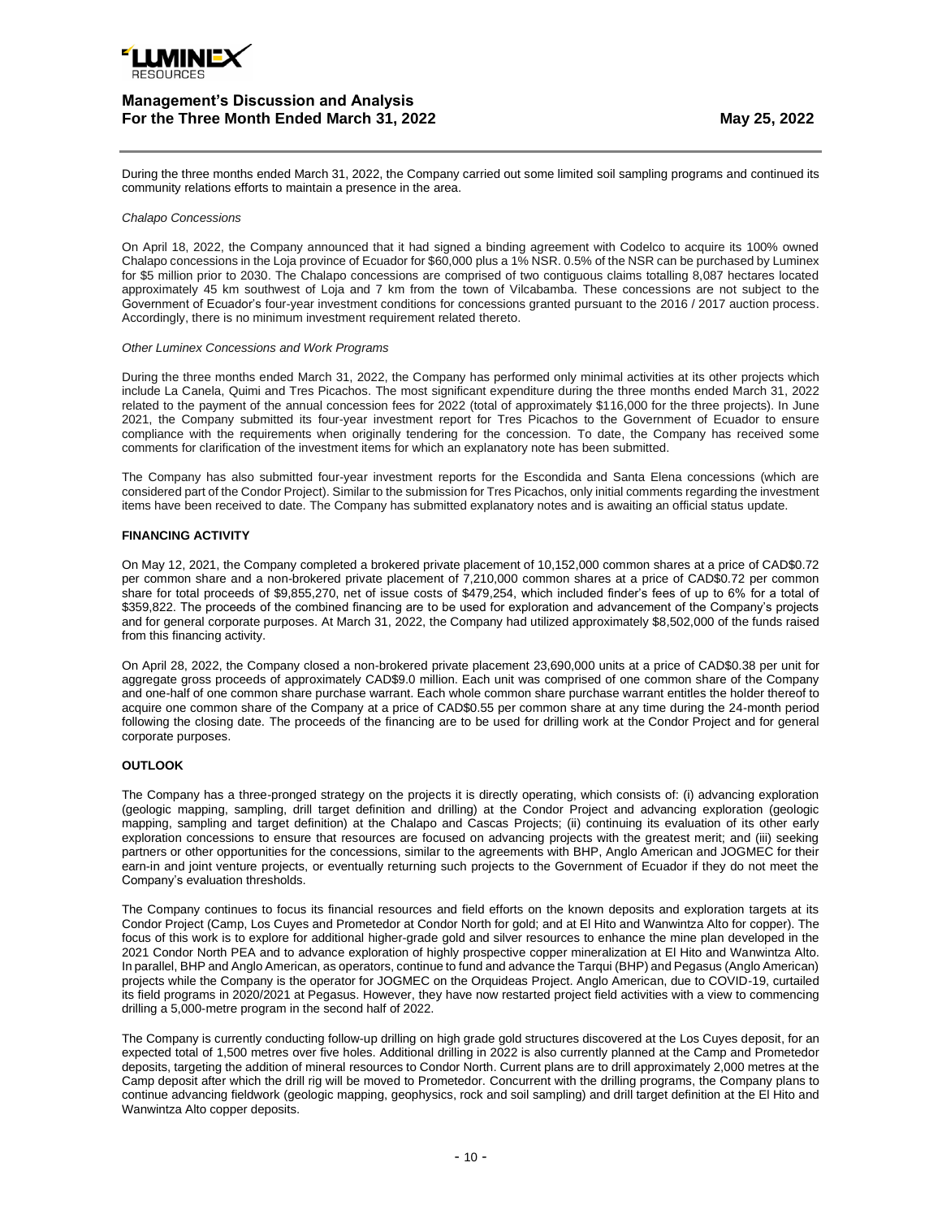During the three months ended March 31, 2022, the Company carried out some limited soil sampling programs and continued its community relations efforts to maintain a presence in the area.

*Chalapo Concessions*

On April 18, 2022, the Company announced that it had signed a binding agreement with Codelco to acquire its 100% owned Chalapo concessions in the Loja province of Ecuador for $60,000 plus a 1% NSR. 0.5% of the NSR can be purchased by Luminex for $5 million prior to 2030. The Chalapo concessions are comprised of two contiguous claims totalling 8,087 hectares located approximately 45 km southwest of Loja and 7 km from the town of Vilcabamba. These concessions are not subject to the Government of Ecuador's four-year investment conditions for concessions granted pursuant to the 2016 / 2017 auction process. Accordingly, there is no minimum investment requirement related thereto.

*Other Luminex Concessions and Work Programs*

During the three months ended March 31, 2022, the Company has performed only minimal activities at its other projects which include La Canela, Quimi and Tres Picachos. The most significant expenditure during the three months ended March 31, 2022 related to the payment of the annual concession fees for 2022 (total of approximately $116,000 for the three projects). In June 2021, the Company submitted its four-year investment report for Tres Picachos to the Government of Ecuador to ensure compliance with the requirements when originally tendering for the concession. To date, the Company has received some comments for clarification of the investment items for which an explanatory note has been submitted.

The Company has also submitted four-year investment reports for the Escondida and Santa Elena concessions (which are considered part of the Condor Project). Similar to the submission for Tres Picachos, only initial comments regarding the investment items have been received to date. The Company has submitted explanatory notes and is awaiting an official status update.

## FINANCING ACTIVITY

On May 12, 2021, the Company completed a brokered private placement of 10,152,000 common shares at a price of CAD$0.72 per common share and a non-brokered private placement of 7,210,000 common shares at a price of CAD$0.72 per common share for total proceeds of $9,855,270, net of issue costs of $479,254, which included finder's fees of up to 6% for a total of $359,822. The proceeds of the combined financing are to be used for exploration and advancement of the Company's projects and for general corporate purposes. At March 31, 2022, the Company had utilized approximately $8,502,000 of the funds raised from this financing activity.

On April 28, 2022, the Company closed a non-brokered private placement 23,690,000 units at a price of CAD$0.38 per unit for aggregate gross proceeds of approximately CAD$9.0 million. Each unit was comprised of one common share of the Company and one-half of one common share purchase warrant. Each whole common share purchase warrant entitles the holder thereof to acquire one common share of the Company at a price of CAD$0.55 per common share at any time during the 24-month period following the closing date. The proceeds of the financing are to be used for drilling work at the Condor Project and for general corporate purposes.

## OUTLOOK

The Company has a three-pronged strategy on the projects it is directly operating, which consists of: (i) advancing exploration (geologic mapping, sampling, drill target definition and drilling) at the Condor Project and advancing exploration (geologic mapping, sampling and target definition) at the Chalapo and Cascas Projects; (ii) continuing its evaluation of its other early exploration concessions to ensure that resources are focused on advancing projects with the greatest merit; and (iii) seeking partners or other opportunities for the concessions, similar to the agreements with BHP, Anglo American and JOGMEC for their earn-in and joint venture projects, or eventually returning such projects to the Government of Ecuador if they do not meet the Company's evaluation thresholds.

The Company continues to focus its financial resources and field efforts on the known deposits and exploration targets at its Condor Project (Camp, Los Cuyes and Prometedor at Condor North for gold; and at El Hito and Wanwintza Alto for copper). The focus of this work is to explore for additional higher-grade gold and silver resources to enhance the mine plan developed in the 2021 Condor North PEA and to advance exploration of highly prospective copper mineralization at El Hito and Wanwintza Alto. In parallel, BHP and Anglo American, as operators, continue to fund and advance the Tarqui (BHP) and Pegasus (Anglo American) projects while the Company is the operator for JOGMEC on the Orquideas Project. Anglo American, due to COVID-19, curtailed its field programs in 2020/2021 at Pegasus. However, they have now restarted project field activities with a view to commencing drilling a 5,000-metre program in the second half of 2022.

The Company is currently conducting follow-up drilling on high grade gold structures discovered at the Los Cuyes deposit, for an expected total of 1,500 metres over five holes. Additional drilling in 2022 is also currently planned at the Camp and Prometedor deposits, targeting the addition of mineral resources to Condor North. Current plans are to drill approximately 2,000 metres at the Camp deposit after which the drill rig will be moved to Prometedor. Concurrent with the drilling programs, the Company plans to continue advancing fieldwork (geologic mapping, geophysics, rock and soil sampling) and drill target definition at the El Hito and Wanwintza Alto copper deposits.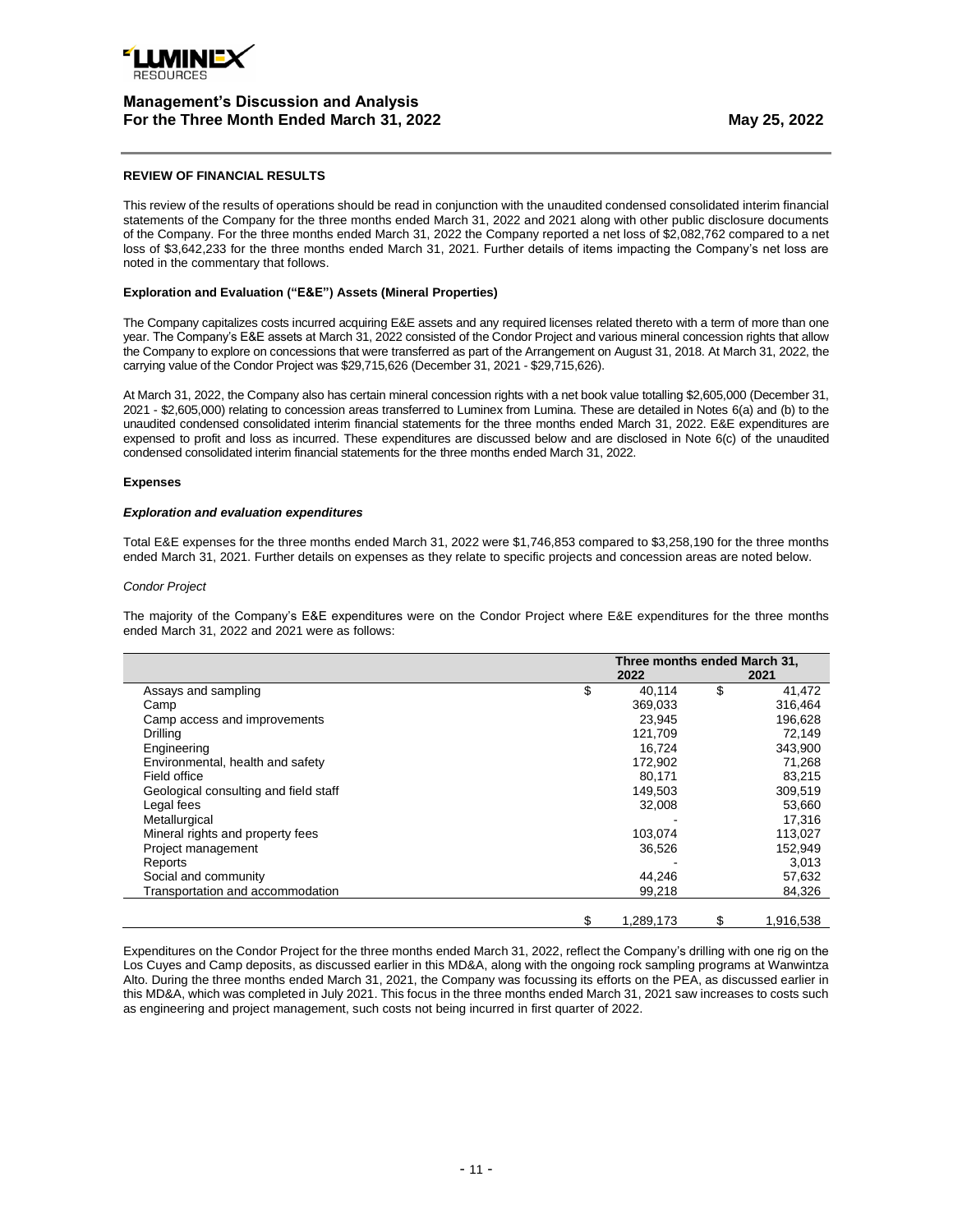## REVIEW OF FINANCIAL RESULTS

This review of the results of operations should be read in conjunction with the unaudited condensed consolidated interim financial statements of the Company for the three months ended March 31, 2022 and 2021 along with other public disclosure documents of the Company. For the three months ended March 31, 2022 the Company reported a net loss of $2,082,762 compared to a net loss of $3,642,233 for the three months ended March 31, 2021. Further details of items impacting the Company's net loss are noted in the commentary that follows.

### Exploration and Evaluation ("E&E") Assets (Mineral Properties)

The Company capitalizes costs incurred acquiring E&E assets and any required licenses related thereto with a term of more than one year. The Company's E&E assets at March 31, 2022 consisted of the Condor Project and various mineral concession rights that allow the Company to explore on concessions that were transferred as part of the Arrangement on August 31, 2018. At March 31, 2022, the carrying value of the Condor Project was $29,715,626 (December 31, 2021 - $29,715,626).

At March 31, 2022, the Company also has certain mineral concession rights with a net book value totalling $2,605,000 (December 31, 2021 - $2,605,000) relating to concession areas transferred to Luminex from Lumina. These are detailed in Notes 6(a) and (b) to the unaudited condensed consolidated interim financial statements for the three months ended March 31, 2022. E&E expenditures are expensed to profit and loss as incurred. These expenditures are discussed below and are disclosed in Note 6(c) of the unaudited condensed consolidated interim financial statements for the three months ended March 31, 2022.

### Expenses

#### *Exploration and evaluation expenditures*

Total E&E expenses for the three months ended March 31, 2022 were $1,746,853 compared to $3,258,190 for the three months ended March 31, 2021. Further details on expenses as they relate to specific projects and concession areas are noted below.

*Condor Project*

The majority of the Company's E&E expenditures were on the Condor Project where E&E expenditures for the three months ended March 31, 2022 and 2021 were as follows:

| | Three months ended March 31, | |
|---|---|---|
| | 2022 | 2021 |
| Assays and sampling | $ 40,114 | $ 41,472 |
| Camp | 369,033 | 316,464 |
| Camp access and improvements | 23,945 | 196,628 |
| Drilling | 121,709 | 72,149 |
| Engineering | 16,724 | 343,900 |
| Environmental, health and safety | 172,902 | 71,268 |
| Field office | 80,171 | 83,215 |
| Geological consulting and field staff | 149,503 | 309,519 |
| Legal fees | 32,008 | 53,660 |
| Metallurgical | - | 17,316 |
| Mineral rights and property fees | 103,074 | 113,027 |
| Project management | 36,526 | 152,949 |
| Reports | - | 3,013 |
| Social and community | 44,246 | 57,632 |
| Transportation and accommodation | 99,218 | 84,326 |
| | $ 1,289,173 | $ 1,916,538 |

Expenditures on the Condor Project for the three months ended March 31, 2022, reflect the Company's drilling with one rig on the Los Cuyes and Camp deposits, as discussed earlier in this MD&A, along with the ongoing rock sampling programs at Wanwintza Alto. During the three months ended March 31, 2021, the Company was focussing its efforts on the PEA, as discussed earlier in this MD&A, which was completed in July 2021. This focus in the three months ended March 31, 2021 saw increases to costs such as engineering and project management, such costs not being incurred in first quarter of 2022.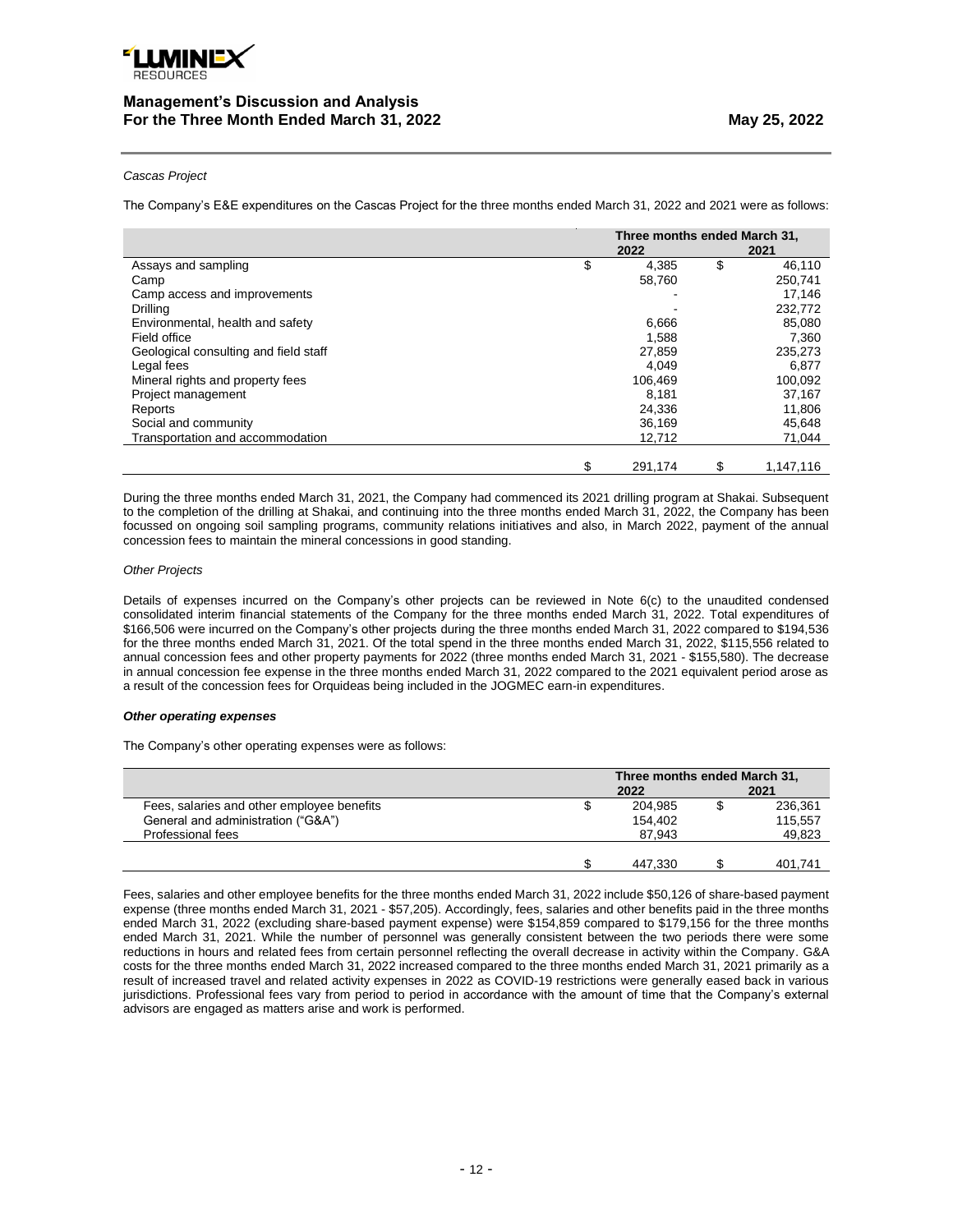*Cascas Project*

The Company's E&E expenditures on the Cascas Project for the three months ended March 31, 2022 and 2021 were as follows:

| | Three months ended March 31, 2022 | 2021 |
|---|---|---|
| Assays and sampling | $ 4,385 | $ 46,110 |
| Camp | 58,760 | 250,741 |
| Camp access and improvements | - | 17,146 |
| Drilling | - | 232,772 |
| Environmental, health and safety | 6,666 | 85,080 |
| Field office | 1,588 | 7,360 |
| Geological consulting and field staff | 27,859 | 235,273 |
| Legal fees | 4,049 | 6,877 |
| Mineral rights and property fees | 106,469 | 100,092 |
| Project management | 8,181 | 37,167 |
| Reports | 24,336 | 11,806 |
| Social and community | 36,169 | 45,648 |
| Transportation and accommodation | 12,712 | 71,044 |
| | $ 291,174 | $ 1,147,116 |

During the three months ended March 31, 2021, the Company had commenced its 2021 drilling program at Shakai. Subsequent to the completion of the drilling at Shakai, and continuing into the three months ended March 31, 2022, the Company has been focussed on ongoing soil sampling programs, community relations initiatives and also, in March 2022, payment of the annual concession fees to maintain the mineral concessions in good standing.

*Other Projects*

Details of expenses incurred on the Company's other projects can be reviewed in Note 6(c) to the unaudited condensed consolidated interim financial statements of the Company for the three months ended March 31, 2022. Total expenditures of $166,506 were incurred on the Company's other projects during the three months ended March 31, 2022 compared to $194,536 for the three months ended March 31, 2021. Of the total spend in the three months ended March 31, 2022, $115,556 related to annual concession fees and other property payments for 2022 (three months ended March 31, 2021 - $155,580). The decrease in annual concession fee expense in the three months ended March 31, 2022 compared to the 2021 equivalent period arose as a result of the concession fees for Orquideas being included in the JOGMEC earn-in expenditures.

***Other operating expenses***

The Company's other operating expenses were as follows:

| | Three months ended March 31, 2022 | 2021 |
|---|---|---|
| Fees, salaries and other employee benefits | $ 204,985 | $ 236,361 |
| General and administration ("G&A") | 154,402 | 115,557 |
| Professional fees | 87,943 | 49,823 |
| | $ 447,330 | $ 401,741 |

Fees, salaries and other employee benefits for the three months ended March 31, 2022 include $50,126 of share-based payment expense (three months ended March 31, 2021 - $57,205). Accordingly, fees, salaries and other benefits paid in the three months ended March 31, 2022 (excluding share-based payment expense) were $154,859 compared to $179,156 for the three months ended March 31, 2021. While the number of personnel was generally consistent between the two periods there were some reductions in hours and related fees from certain personnel reflecting the overall decrease in activity within the Company. G&A costs for the three months ended March 31, 2022 increased compared to the three months ended March 31, 2021 primarily as a result of increased travel and related activity expenses in 2022 as COVID-19 restrictions were generally eased back in various jurisdictions. Professional fees vary from period to period in accordance with the amount of time that the Company's external advisors are engaged as matters arise and work is performed.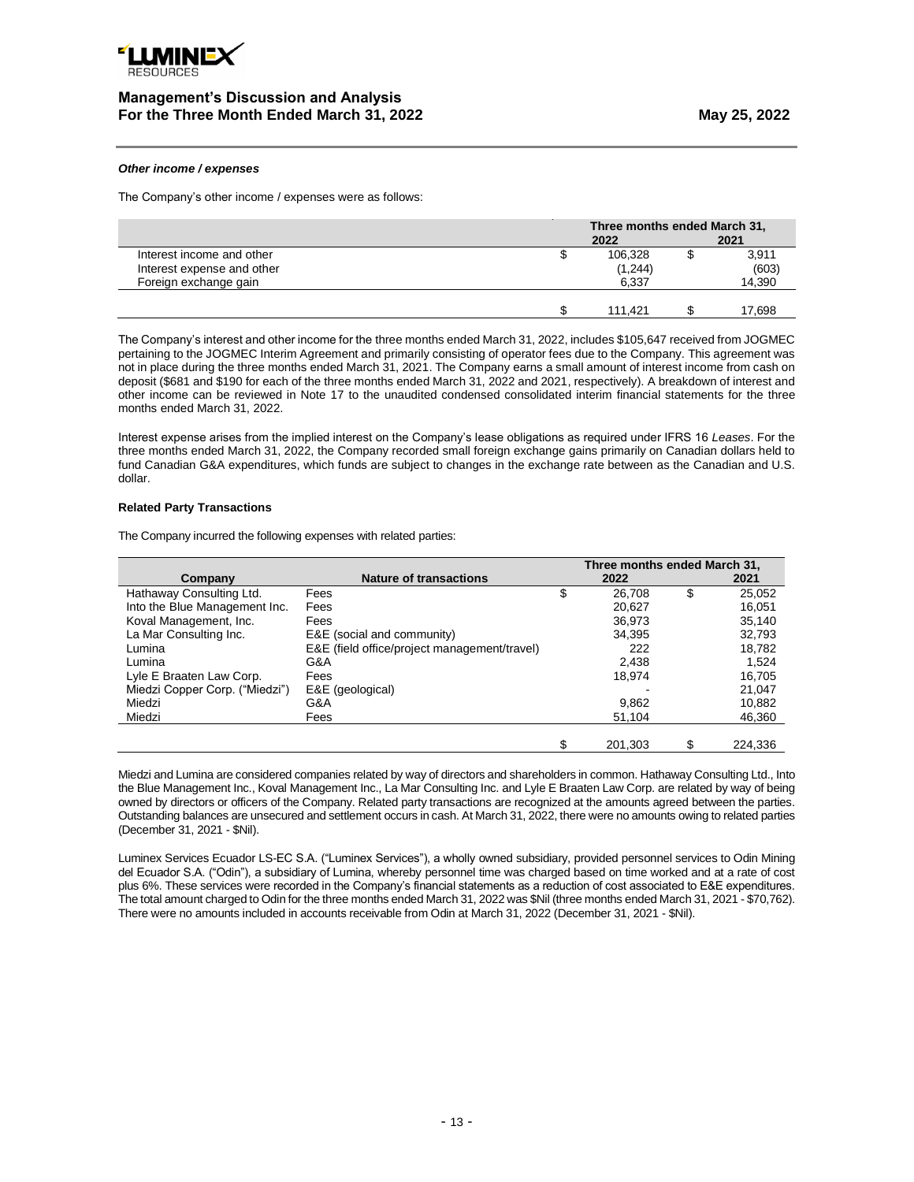#### *Other income / expenses*

The Company's other income / expenses were as follows:

| | Three months ended March 31, | | | |
|---|---|---|---|---|
| | | 2022 | | 2021 |
| Interest income and other | $ | 106,328 | $ | 3,911 |
| Interest expense and other | | (1,244) | | (603) |
| Foreign exchange gain | | 6,337 | | 14,390 |
| | $ | 111,421 | $ | 17,698 |

The Company's interest and other income for the three months ended March 31, 2022, includes $105,647 received from JOGMEC pertaining to the JOGMEC Interim Agreement and primarily consisting of operator fees due to the Company. This agreement was not in place during the three months ended March 31, 2021. The Company earns a small amount of interest income from cash on deposit ($681 and $190 for each of the three months ended March 31, 2022 and 2021, respectively). A breakdown of interest and other income can be reviewed in Note 17 to the unaudited condensed consolidated interim financial statements for the three months ended March 31, 2022.

Interest expense arises from the implied interest on the Company's lease obligations as required under IFRS 16 *Leases*. For the three months ended March 31, 2022, the Company recorded small foreign exchange gains primarily on Canadian dollars held to fund Canadian G&A expenditures, which funds are subject to changes in the exchange rate between as the Canadian and U.S. dollar.

#### **Related Party Transactions**

The Company incurred the following expenses with related parties:

| | | Three months ended March 31, | | | |
|---|---|---|---|---|---|
| Company | Nature of transactions | | 2022 | | 2021 |
| Hathaway Consulting Ltd. | Fees | $ | 26,708 | $ | 25,052 |
| Into the Blue Management Inc. | Fees | | 20,627 | | 16,051 |
| Koval Management, Inc. | Fees | | 36,973 | | 35,140 |
| La Mar Consulting Inc. | E&E (social and community) | | 34,395 | | 32,793 |
| Lumina | E&E (field office/project management/travel) | | 222 | | 18,782 |
| Lumina | G&A | | 2,438 | | 1,524 |
| Lyle E Braaten Law Corp. | Fees | | 18,974 | | 16,705 |
| Miedzi Copper Corp. ("Miedzi") | E&E (geological) | | - | | 21,047 |
| Miedzi | G&A | | 9,862 | | 10,882 |
| Miedzi | Fees | | 51,104 | | 46,360 |
| | | $ | 201,303 | $ | 224,336 |

Miedzi and Lumina are considered companies related by way of directors and shareholders in common. Hathaway Consulting Ltd., Into the Blue Management Inc., Koval Management Inc., La Mar Consulting Inc. and Lyle E Braaten Law Corp. are related by way of being owned by directors or officers of the Company. Related party transactions are recognized at the amounts agreed between the parties. Outstanding balances are unsecured and settlement occurs in cash. At March 31, 2022, there were no amounts owing to related parties (December 31, 2021 - $Nil).

Luminex Services Ecuador LS-EC S.A. ("Luminex Services"), a wholly owned subsidiary, provided personnel services to Odin Mining del Ecuador S.A. ("Odin"), a subsidiary of Lumina, whereby personnel time was charged based on time worked and at a rate of cost plus 6%. These services were recorded in the Company's financial statements as a reduction of cost associated to E&E expenditures. The total amount charged to Odin for the three months ended March 31, 2022 was $Nil (three months ended March 31, 2021 - $70,762). There were no amounts included in accounts receivable from Odin at March 31, 2022 (December 31, 2021 - $Nil).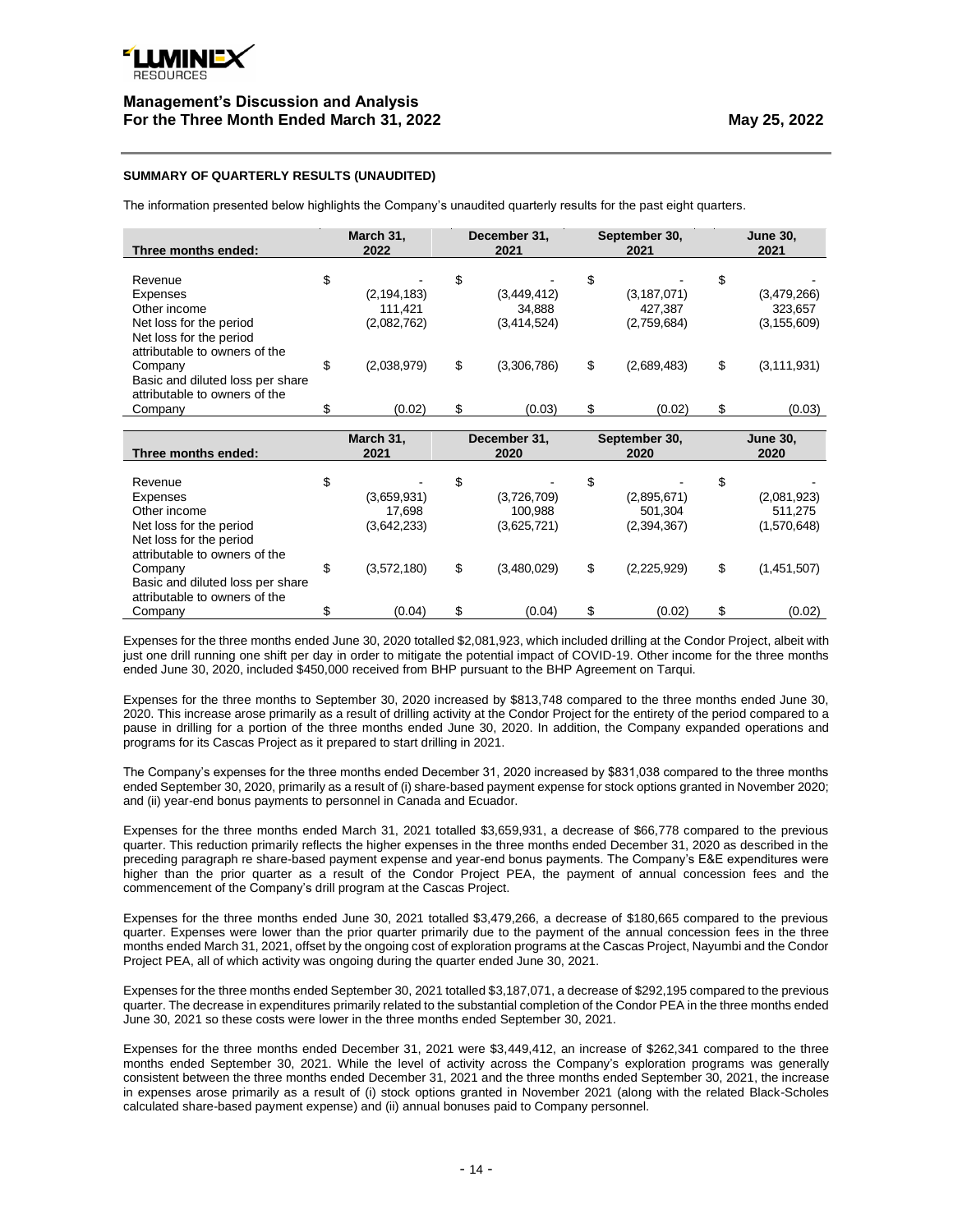### SUMMARY OF QUARTERLY RESULTS (UNAUDITED)

The information presented below highlights the Company's unaudited quarterly results for the past eight quarters.

| Three months ended: | March 31, 2022 | December 31, 2021 | September 30, 2021 | June 30, 2021 |
|---|---|---|---|---|
| Revenue | $ - | $ - | $ - | $ - |
| Expenses | (2,194,183) | (3,449,412) | (3,187,071) | (3,479,266) |
| Other income | 111,421 | 34,888 | 427,387 | 323,657 |
| Net loss for the period | (2,082,762) | (3,414,524) | (2,759,684) | (3,155,609) |
| Net loss for the period attributable to owners of the Company | $ (2,038,979) | $ (3,306,786) | $ (2,689,483) | $ (3,111,931) |
| Basic and diluted loss per share attributable to owners of the Company | $ (0.02) | $ (0.03) | $ (0.02) | $ (0.03) |

| Three months ended: | March 31, 2021 | December 31, 2020 | September 30, 2020 | June 30, 2020 |
|---|---|---|---|---|
| Revenue | $ - | $ - | $ - | $ - |
| Expenses | (3,659,931) | (3,726,709) | (2,895,671) | (2,081,923) |
| Other income | 17,698 | 100,988 | 501,304 | 511,275 |
| Net loss for the period | (3,642,233) | (3,625,721) | (2,394,367) | (1,570,648) |
| Net loss for the period attributable to owners of the Company | $ (3,572,180) | $ (3,480,029) | $ (2,225,929) | $ (1,451,507) |
| Basic and diluted loss per share attributable to owners of the Company | $ (0.04) | $ (0.04) | $ (0.02) | $ (0.02) |

Expenses for the three months ended June 30, 2020 totalled $2,081,923, which included drilling at the Condor Project, albeit with just one drill running one shift per day in order to mitigate the potential impact of COVID-19. Other income for the three months ended June 30, 2020, included $450,000 received from BHP pursuant to the BHP Agreement on Tarqui.

Expenses for the three months to September 30, 2020 increased by $813,748 compared to the three months ended June 30, 2020. This increase arose primarily as a result of drilling activity at the Condor Project for the entirety of the period compared to a pause in drilling for a portion of the three months ended June 30, 2020. In addition, the Company expanded operations and programs for its Cascas Project as it prepared to start drilling in 2021.

The Company's expenses for the three months ended December 31, 2020 increased by $831,038 compared to the three months ended September 30, 2020, primarily as a result of (i) share-based payment expense for stock options granted in November 2020; and (ii) year-end bonus payments to personnel in Canada and Ecuador.

Expenses for the three months ended March 31, 2021 totalled $3,659,931, a decrease of $66,778 compared to the previous quarter. This reduction primarily reflects the higher expenses in the three months ended December 31, 2020 as described in the preceding paragraph re share-based payment expense and year-end bonus payments. The Company's E&E expenditures were higher than the prior quarter as a result of the Condor Project PEA, the payment of annual concession fees and the commencement of the Company's drill program at the Cascas Project.

Expenses for the three months ended June 30, 2021 totalled $3,479,266, a decrease of $180,665 compared to the previous quarter. Expenses were lower than the prior quarter primarily due to the payment of the annual concession fees in the three months ended March 31, 2021, offset by the ongoing cost of exploration programs at the Cascas Project, Nayumbi and the Condor Project PEA, all of which activity was ongoing during the quarter ended June 30, 2021.

Expenses for the three months ended September 30, 2021 totalled $3,187,071, a decrease of $292,195 compared to the previous quarter. The decrease in expenditures primarily related to the substantial completion of the Condor PEA in the three months ended June 30, 2021 so these costs were lower in the three months ended September 30, 2021.

Expenses for the three months ended December 31, 2021 were $3,449,412, an increase of $262,341 compared to the three months ended September 30, 2021. While the level of activity across the Company's exploration programs was generally consistent between the three months ended December 31, 2021 and the three months ended September 30, 2021, the increase in expenses arose primarily as a result of (i) stock options granted in November 2021 (along with the related Black-Scholes calculated share-based payment expense) and (ii) annual bonuses paid to Company personnel.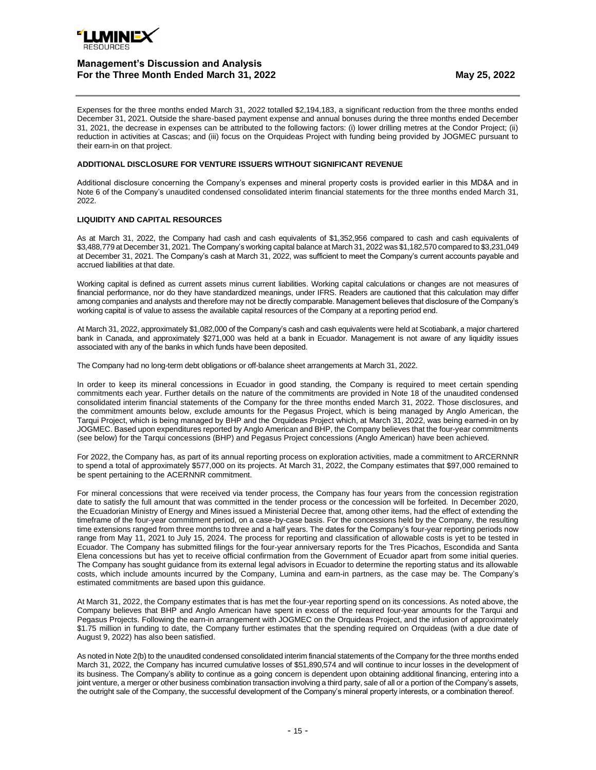Expenses for the three months ended March 31, 2022 totalled $2,194,183, a significant reduction from the three months ended December 31, 2021. Outside the share-based payment expense and annual bonuses during the three months ended December 31, 2021, the decrease in expenses can be attributed to the following factors: (i) lower drilling metres at the Condor Project; (ii) reduction in activities at Cascas; and (iii) focus on the Orquideas Project with funding being provided by JOGMEC pursuant to their earn-in on that project.

**ADDITIONAL DISCLOSURE FOR VENTURE ISSUERS WITHOUT SIGNIFICANT REVENUE**

Additional disclosure concerning the Company's expenses and mineral property costs is provided earlier in this MD&A and in Note 6 of the Company's unaudited condensed consolidated interim financial statements for the three months ended March 31, 2022.

**LIQUIDITY AND CAPITAL RESOURCES**

As at March 31, 2022, the Company had cash and cash equivalents of $1,352,956 compared to cash and cash equivalents of $3,488,779 at December 31, 2021. The Company's working capital balance at March 31, 2022 was $1,182,570 compared to $3,231,049 at December 31, 2021. The Company's cash at March 31, 2022, was sufficient to meet the Company's current accounts payable and accrued liabilities at that date.

Working capital is defined as current assets minus current liabilities. Working capital calculations or changes are not measures of financial performance, nor do they have standardized meanings, under IFRS. Readers are cautioned that this calculation may differ among companies and analysts and therefore may not be directly comparable. Management believes that disclosure of the Company's working capital is of value to assess the available capital resources of the Company at a reporting period end.

At March 31, 2022, approximately $1,082,000 of the Company's cash and cash equivalents were held at Scotiabank, a major chartered bank in Canada, and approximately $271,000 was held at a bank in Ecuador. Management is not aware of any liquidity issues associated with any of the banks in which funds have been deposited.

The Company had no long-term debt obligations or off-balance sheet arrangements at March 31, 2022.

In order to keep its mineral concessions in Ecuador in good standing, the Company is required to meet certain spending commitments each year. Further details on the nature of the commitments are provided in Note 18 of the unaudited condensed consolidated interim financial statements of the Company for the three months ended March 31, 2022. Those disclosures, and the commitment amounts below, exclude amounts for the Pegasus Project, which is being managed by Anglo American, the Tarqui Project, which is being managed by BHP and the Orquideas Project which, at March 31, 2022, was being earned-in on by JOGMEC. Based upon expenditures reported by Anglo American and BHP, the Company believes that the four-year commitments (see below) for the Tarqui concessions (BHP) and Pegasus Project concessions (Anglo American) have been achieved.

For 2022, the Company has, as part of its annual reporting process on exploration activities, made a commitment to ARCERNNR to spend a total of approximately $577,000 on its projects. At March 31, 2022, the Company estimates that $97,000 remained to be spent pertaining to the ACERNNR commitment.

For mineral concessions that were received via tender process, the Company has four years from the concession registration date to satisfy the full amount that was committed in the tender process or the concession will be forfeited. In December 2020, the Ecuadorian Ministry of Energy and Mines issued a Ministerial Decree that, among other items, had the effect of extending the timeframe of the four-year commitment period, on a case-by-case basis. For the concessions held by the Company, the resulting time extensions ranged from three months to three and a half years. The dates for the Company's four-year reporting periods now range from May 11, 2021 to July 15, 2024. The process for reporting and classification of allowable costs is yet to be tested in Ecuador. The Company has submitted filings for the four-year anniversary reports for the Tres Picachos, Escondida and Santa Elena concessions but has yet to receive official confirmation from the Government of Ecuador apart from some initial queries. The Company has sought guidance from its external legal advisors in Ecuador to determine the reporting status and its allowable costs, which include amounts incurred by the Company, Lumina and earn-in partners, as the case may be. The Company's estimated commitments are based upon this guidance.

At March 31, 2022, the Company estimates that is has met the four-year reporting spend on its concessions. As noted above, the Company believes that BHP and Anglo American have spent in excess of the required four-year amounts for the Tarqui and Pegasus Projects. Following the earn-in arrangement with JOGMEC on the Orquideas Project, and the infusion of approximately $1.75 million in funding to date, the Company further estimates that the spending required on Orquideas (with a due date of August 9, 2022) has also been satisfied.

As noted in Note 2(b) to the unaudited condensed consolidated interim financial statements of the Company for the three months ended March 31, 2022, the Company has incurred cumulative losses of $51,890,574 and will continue to incur losses in the development of its business. The Company's ability to continue as a going concern is dependent upon obtaining additional financing, entering into a joint venture, a merger or other business combination transaction involving a third party, sale of all or a portion of the Company's assets, the outright sale of the Company, the successful development of the Company's mineral property interests, or a combination thereof.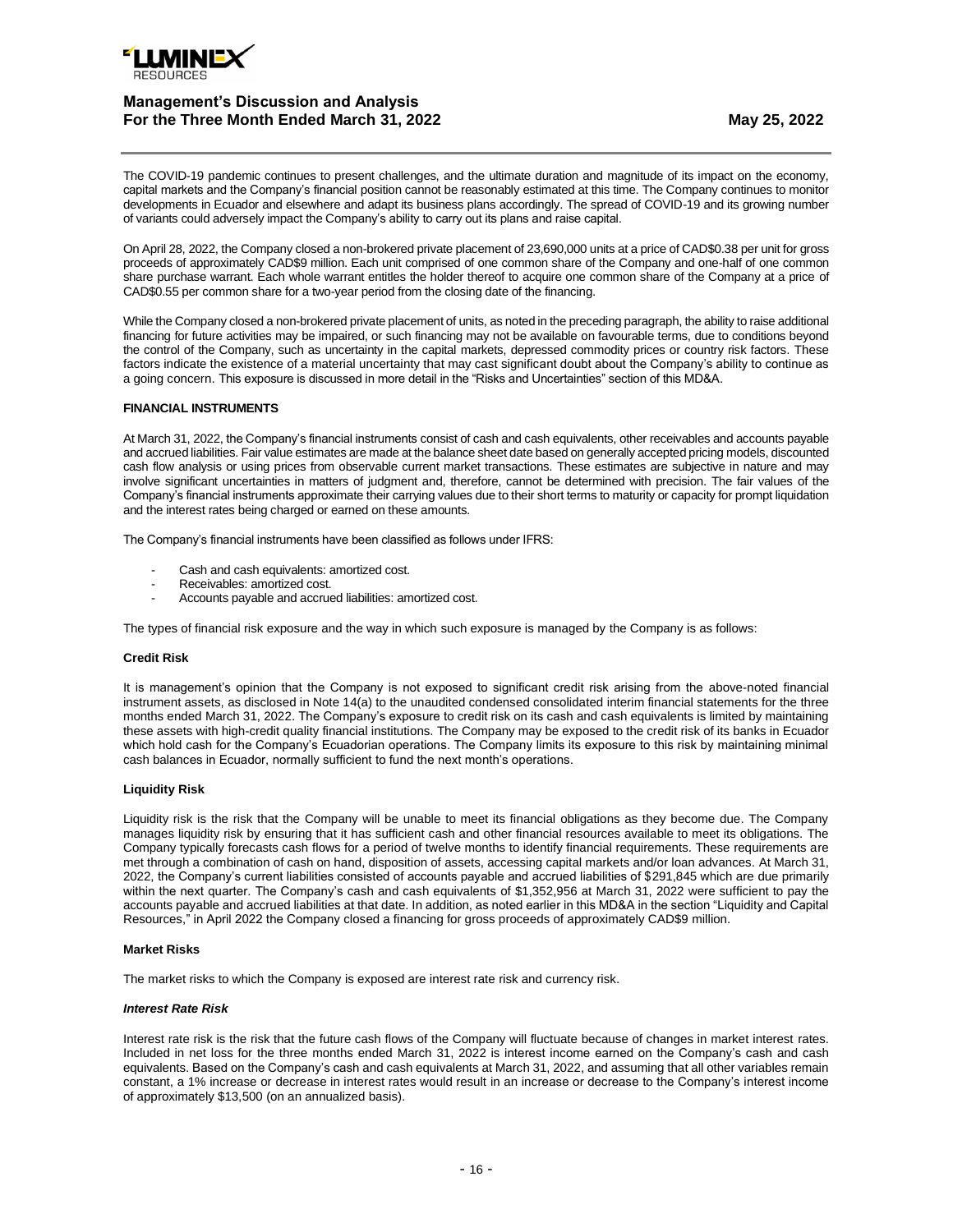The COVID-19 pandemic continues to present challenges, and the ultimate duration and magnitude of its impact on the economy, capital markets and the Company's financial position cannot be reasonably estimated at this time. The Company continues to monitor developments in Ecuador and elsewhere and adapt its business plans accordingly. The spread of COVID-19 and its growing number of variants could adversely impact the Company's ability to carry out its plans and raise capital.

On April 28, 2022, the Company closed a non-brokered private placement of 23,690,000 units at a price of CAD$0.38 per unit for gross proceeds of approximately CAD$9 million. Each unit comprised of one common share of the Company and one-half of one common share purchase warrant. Each whole warrant entitles the holder thereof to acquire one common share of the Company at a price of CAD$0.55 per common share for a two-year period from the closing date of the financing.

While the Company closed a non-brokered private placement of units, as noted in the preceding paragraph, the ability to raise additional financing for future activities may be impaired, or such financing may not be available on favourable terms, due to conditions beyond the control of the Company, such as uncertainty in the capital markets, depressed commodity prices or country risk factors. These factors indicate the existence of a material uncertainty that may cast significant doubt about the Company's ability to continue as a going concern. This exposure is discussed in more detail in the "Risks and Uncertainties" section of this MD&A.

## FINANCIAL INSTRUMENTS

At March 31, 2022, the Company's financial instruments consist of cash and cash equivalents, other receivables and accounts payable and accrued liabilities. Fair value estimates are made at the balance sheet date based on generally accepted pricing models, discounted cash flow analysis or using prices from observable current market transactions. These estimates are subjective in nature and may involve significant uncertainties in matters of judgment and, therefore, cannot be determined with precision. The fair values of the Company's financial instruments approximate their carrying values due to their short terms to maturity or capacity for prompt liquidation and the interest rates being charged or earned on these amounts.

The Company's financial instruments have been classified as follows under IFRS:

- Cash and cash equivalents: amortized cost.
- Receivables: amortized cost.
- Accounts payable and accrued liabilities: amortized cost.

The types of financial risk exposure and the way in which such exposure is managed by the Company is as follows:

### Credit Risk

It is management's opinion that the Company is not exposed to significant credit risk arising from the above-noted financial instrument assets, as disclosed in Note 14(a) to the unaudited condensed consolidated interim financial statements for the three months ended March 31, 2022. The Company's exposure to credit risk on its cash and cash equivalents is limited by maintaining these assets with high-credit quality financial institutions. The Company may be exposed to the credit risk of its banks in Ecuador which hold cash for the Company's Ecuadorian operations. The Company limits its exposure to this risk by maintaining minimal cash balances in Ecuador, normally sufficient to fund the next month's operations.

### Liquidity Risk

Liquidity risk is the risk that the Company will be unable to meet its financial obligations as they become due. The Company manages liquidity risk by ensuring that it has sufficient cash and other financial resources available to meet its obligations. The Company typically forecasts cash flows for a period of twelve months to identify financial requirements. These requirements are met through a combination of cash on hand, disposition of assets, accessing capital markets and/or loan advances. At March 31, 2022, the Company's current liabilities consisted of accounts payable and accrued liabilities of $291,845 which are due primarily within the next quarter. The Company's cash and cash equivalents of $1,352,956 at March 31, 2022 were sufficient to pay the accounts payable and accrued liabilities at that date. In addition, as noted earlier in this MD&A in the section "Liquidity and Capital Resources," in April 2022 the Company closed a financing for gross proceeds of approximately CAD$9 million.

### Market Risks

The market risks to which the Company is exposed are interest rate risk and currency risk.

#### *Interest Rate Risk*

Interest rate risk is the risk that the future cash flows of the Company will fluctuate because of changes in market interest rates. Included in net loss for the three months ended March 31, 2022 is interest income earned on the Company's cash and cash equivalents. Based on the Company's cash and cash equivalents at March 31, 2022, and assuming that all other variables remain constant, a 1% increase or decrease in interest rates would result in an increase or decrease to the Company's interest income of approximately $13,500 (on an annualized basis).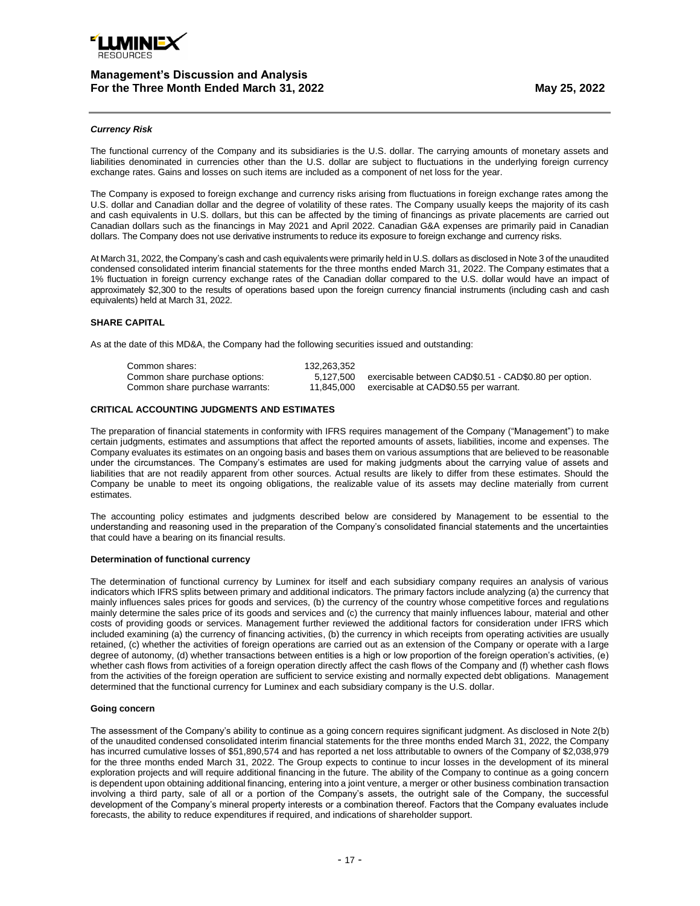***Currency Risk***

The functional currency of the Company and its subsidiaries is the U.S. dollar. The carrying amounts of monetary assets and liabilities denominated in currencies other than the U.S. dollar are subject to fluctuations in the underlying foreign currency exchange rates. Gains and losses on such items are included as a component of net loss for the year.

The Company is exposed to foreign exchange and currency risks arising from fluctuations in foreign exchange rates among the U.S. dollar and Canadian dollar and the degree of volatility of these rates. The Company usually keeps the majority of its cash and cash equivalents in U.S. dollars, but this can be affected by the timing of financings as private placements are carried out Canadian dollars such as the financings in May 2021 and April 2022. Canadian G&A expenses are primarily paid in Canadian dollars. The Company does not use derivative instruments to reduce its exposure to foreign exchange and currency risks.

At March 31, 2022, the Company's cash and cash equivalents were primarily held in U.S. dollars as disclosed in Note 3 of the unaudited condensed consolidated interim financial statements for the three months ended March 31, 2022. The Company estimates that a 1% fluctuation in foreign currency exchange rates of the Canadian dollar compared to the U.S. dollar would have an impact of approximately $2,300 to the results of operations based upon the foreign currency financial instruments (including cash and cash equivalents) held at March 31, 2022.

## SHARE CAPITAL

As at the date of this MD&A, the Company had the following securities issued and outstanding:

| | | |
|---|---|---|
| Common shares: | 132,263,352 | |
| Common share purchase options: | 5,127,500 | exercisable between CAD$0.51 - CAD$0.80 per option. |
| Common share purchase warrants: | 11,845,000 | exercisable at CAD$0.55 per warrant. |

## CRITICAL ACCOUNTING JUDGMENTS AND ESTIMATES

The preparation of financial statements in conformity with IFRS requires management of the Company ("Management") to make certain judgments, estimates and assumptions that affect the reported amounts of assets, liabilities, income and expenses. The Company evaluates its estimates on an ongoing basis and bases them on various assumptions that are believed to be reasonable under the circumstances. The Company's estimates are used for making judgments about the carrying value of assets and liabilities that are not readily apparent from other sources. Actual results are likely to differ from these estimates. Should the Company be unable to meet its ongoing obligations, the realizable value of its assets may decline materially from current estimates.

The accounting policy estimates and judgments described below are considered by Management to be essential to the understanding and reasoning used in the preparation of the Company's consolidated financial statements and the uncertainties that could have a bearing on its financial results.

### Determination of functional currency

The determination of functional currency by Luminex for itself and each subsidiary company requires an analysis of various indicators which IFRS splits between primary and additional indicators. The primary factors include analyzing (a) the currency that mainly influences sales prices for goods and services, (b) the currency of the country whose competitive forces and regulations mainly determine the sales price of its goods and services and (c) the currency that mainly influences labour, material and other costs of providing goods or services. Management further reviewed the additional factors for consideration under IFRS which included examining (a) the currency of financing activities, (b) the currency in which receipts from operating activities are usually retained, (c) whether the activities of foreign operations are carried out as an extension of the Company or operate with a large degree of autonomy, (d) whether transactions between entities is a high or low proportion of the foreign operation's activities, (e) whether cash flows from activities of a foreign operation directly affect the cash flows of the Company and (f) whether cash flows from the activities of the foreign operation are sufficient to service existing and normally expected debt obligations. Management determined that the functional currency for Luminex and each subsidiary company is the U.S. dollar.

### Going concern

The assessment of the Company's ability to continue as a going concern requires significant judgment. As disclosed in Note 2(b) of the unaudited condensed consolidated interim financial statements for the three months ended March 31, 2022, the Company has incurred cumulative losses of $51,890,574 and has reported a net loss attributable to owners of the Company of $2,038,979 for the three months ended March 31, 2022. The Group expects to continue to incur losses in the development of its mineral exploration projects and will require additional financing in the future. The ability of the Company to continue as a going concern is dependent upon obtaining additional financing, entering into a joint venture, a merger or other business combination transaction involving a third party, sale of all or a portion of the Company's assets, the outright sale of the Company, the successful development of the Company's mineral property interests or a combination thereof. Factors that the Company evaluates include forecasts, the ability to reduce expenditures if required, and indications of shareholder support.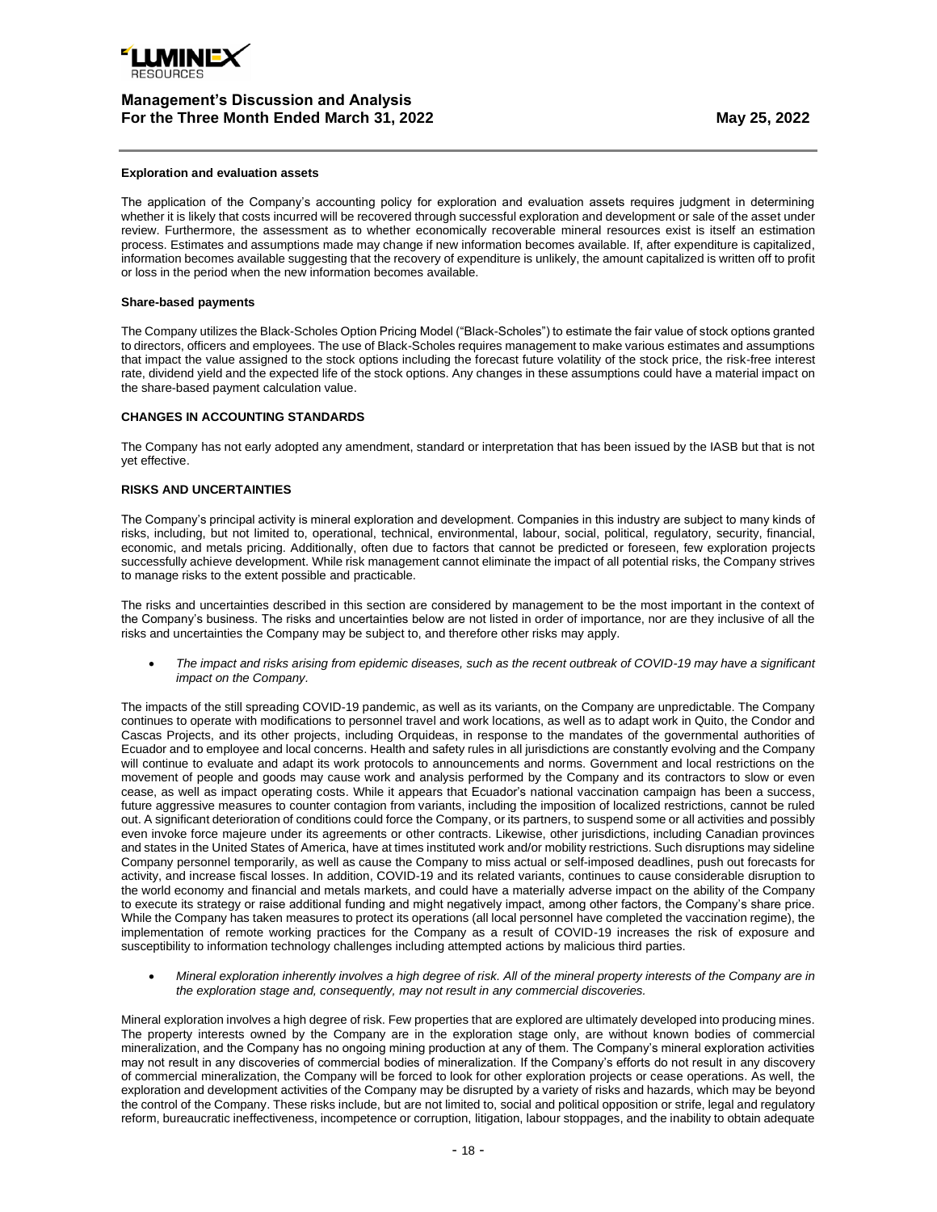**Exploration and evaluation assets**

The application of the Company's accounting policy for exploration and evaluation assets requires judgment in determining whether it is likely that costs incurred will be recovered through successful exploration and development or sale of the asset under review. Furthermore, the assessment as to whether economically recoverable mineral resources exist is itself an estimation process. Estimates and assumptions made may change if new information becomes available. If, after expenditure is capitalized, information becomes available suggesting that the recovery of expenditure is unlikely, the amount capitalized is written off to profit or loss in the period when the new information becomes available.

**Share-based payments**

The Company utilizes the Black-Scholes Option Pricing Model ("Black-Scholes") to estimate the fair value of stock options granted to directors, officers and employees. The use of Black-Scholes requires management to make various estimates and assumptions that impact the value assigned to the stock options including the forecast future volatility of the stock price, the risk-free interest rate, dividend yield and the expected life of the stock options. Any changes in these assumptions could have a material impact on the share-based payment calculation value.

**CHANGES IN ACCOUNTING STANDARDS**

The Company has not early adopted any amendment, standard or interpretation that has been issued by the IASB but that is not yet effective.

**RISKS AND UNCERTAINTIES**

The Company's principal activity is mineral exploration and development. Companies in this industry are subject to many kinds of risks, including, but not limited to, operational, technical, environmental, labour, social, political, regulatory, security, financial, economic, and metals pricing. Additionally, often due to factors that cannot be predicted or foreseen, few exploration projects successfully achieve development. While risk management cannot eliminate the impact of all potential risks, the Company strives to manage risks to the extent possible and practicable.

The risks and uncertainties described in this section are considered by management to be the most important in the context of the Company's business. The risks and uncertainties below are not listed in order of importance, nor are they inclusive of all the risks and uncertainties the Company may be subject to, and therefore other risks may apply.

- *The impact and risks arising from epidemic diseases, such as the recent outbreak of COVID-19 may have a significant impact on the Company.*

The impacts of the still spreading COVID-19 pandemic, as well as its variants, on the Company are unpredictable. The Company continues to operate with modifications to personnel travel and work locations, as well as to adapt work in Quito, the Condor and Cascas Projects, and its other projects, including Orquideas, in response to the mandates of the governmental authorities of Ecuador and to employee and local concerns. Health and safety rules in all jurisdictions are constantly evolving and the Company will continue to evaluate and adapt its work protocols to announcements and norms. Government and local restrictions on the movement of people and goods may cause work and analysis performed by the Company and its contractors to slow or even cease, as well as impact operating costs. While it appears that Ecuador's national vaccination campaign has been a success, future aggressive measures to counter contagion from variants, including the imposition of localized restrictions, cannot be ruled out. A significant deterioration of conditions could force the Company, or its partners, to suspend some or all activities and possibly even invoke force majeure under its agreements or other contracts. Likewise, other jurisdictions, including Canadian provinces and states in the United States of America, have at times instituted work and/or mobility restrictions. Such disruptions may sideline Company personnel temporarily, as well as cause the Company to miss actual or self-imposed deadlines, push out forecasts for activity, and increase fiscal losses. In addition, COVID-19 and its related variants, continues to cause considerable disruption to the world economy and financial and metals markets, and could have a materially adverse impact on the ability of the Company to execute its strategy or raise additional funding and might negatively impact, among other factors, the Company's share price. While the Company has taken measures to protect its operations (all local personnel have completed the vaccination regime), the implementation of remote working practices for the Company as a result of COVID-19 increases the risk of exposure and susceptibility to information technology challenges including attempted actions by malicious third parties.

- *Mineral exploration inherently involves a high degree of risk. All of the mineral property interests of the Company are in the exploration stage and, consequently, may not result in any commercial discoveries.*

Mineral exploration involves a high degree of risk. Few properties that are explored are ultimately developed into producing mines. The property interests owned by the Company are in the exploration stage only, are without known bodies of commercial mineralization, and the Company has no ongoing mining production at any of them. The Company's mineral exploration activities may not result in any discoveries of commercial bodies of mineralization. If the Company's efforts do not result in any discovery of commercial mineralization, the Company will be forced to look for other exploration projects or cease operations. As well, the exploration and development activities of the Company may be disrupted by a variety of risks and hazards, which may be beyond the control of the Company. These risks include, but are not limited to, social and political opposition or strife, legal and regulatory reform, bureaucratic ineffectiveness, incompetence or corruption, litigation, labour stoppages, and the inability to obtain adequate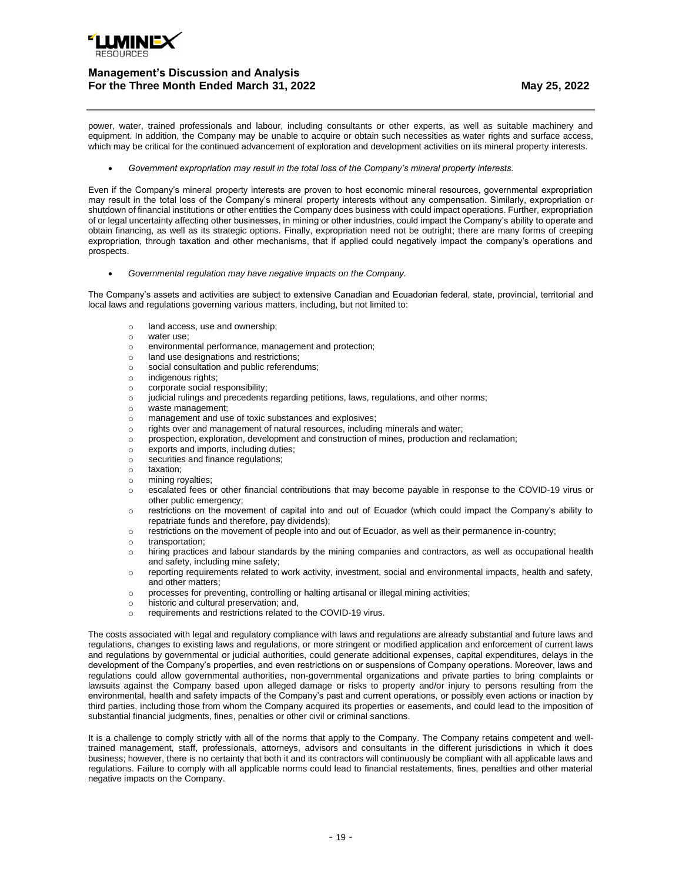power, water, trained professionals and labour, including consultants or other experts, as well as suitable machinery and equipment. In addition, the Company may be unable to acquire or obtain such necessities as water rights and surface access, which may be critical for the continued advancement of exploration and development activities on its mineral property interests.

- *Government expropriation may result in the total loss of the Company's mineral property interests.*

Even if the Company's mineral property interests are proven to host economic mineral resources, governmental expropriation may result in the total loss of the Company's mineral property interests without any compensation. Similarly, expropriation or shutdown of financial institutions or other entities the Company does business with could impact operations. Further, expropriation of or legal uncertainty affecting other businesses, in mining or other industries, could impact the Company's ability to operate and obtain financing, as well as its strategic options. Finally, expropriation need not be outright; there are many forms of creeping expropriation, through taxation and other mechanisms, that if applied could negatively impact the company's operations and prospects.

- *Governmental regulation may have negative impacts on the Company.*

The Company's assets and activities are subject to extensive Canadian and Ecuadorian federal, state, provincial, territorial and local laws and regulations governing various matters, including, but not limited to:

- land access, use and ownership;
- water use;
- environmental performance, management and protection;
- land use designations and restrictions;
- social consultation and public referendums;
- indigenous rights;
- corporate social responsibility;
- judicial rulings and precedents regarding petitions, laws, regulations, and other norms;
- waste management;
- management and use of toxic substances and explosives;
- rights over and management of natural resources, including minerals and water;
- prospection, exploration, development and construction of mines, production and reclamation;
- exports and imports, including duties;
- securities and finance regulations;
- taxation;
- mining royalties;
- escalated fees or other financial contributions that may become payable in response to the COVID-19 virus or other public emergency;
- restrictions on the movement of capital into and out of Ecuador (which could impact the Company's ability to repatriate funds and therefore, pay dividends);
- restrictions on the movement of people into and out of Ecuador, as well as their permanence in-country;
- transportation;
- hiring practices and labour standards by the mining companies and contractors, as well as occupational health and safety, including mine safety;
- reporting requirements related to work activity, investment, social and environmental impacts, health and safety, and other matters;
- processes for preventing, controlling or halting artisanal or illegal mining activities;
- historic and cultural preservation; and,
- requirements and restrictions related to the COVID-19 virus.

The costs associated with legal and regulatory compliance with laws and regulations are already substantial and future laws and regulations, changes to existing laws and regulations, or more stringent or modified application and enforcement of current laws and regulations by governmental or judicial authorities, could generate additional expenses, capital expenditures, delays in the development of the Company's properties, and even restrictions on or suspensions of Company operations. Moreover, laws and regulations could allow governmental authorities, non-governmental organizations and private parties to bring complaints or lawsuits against the Company based upon alleged damage or risks to property and/or injury to persons resulting from the environmental, health and safety impacts of the Company's past and current operations, or possibly even actions or inaction by third parties, including those from whom the Company acquired its properties or easements, and could lead to the imposition of substantial financial judgments, fines, penalties or other civil or criminal sanctions.

It is a challenge to comply strictly with all of the norms that apply to the Company. The Company retains competent and well-trained management, staff, professionals, attorneys, advisors and consultants in the different jurisdictions in which it does business; however, there is no certainty that both it and its contractors will continuously be compliant with all applicable laws and regulations. Failure to comply with all applicable norms could lead to financial restatements, fines, penalties and other material negative impacts on the Company.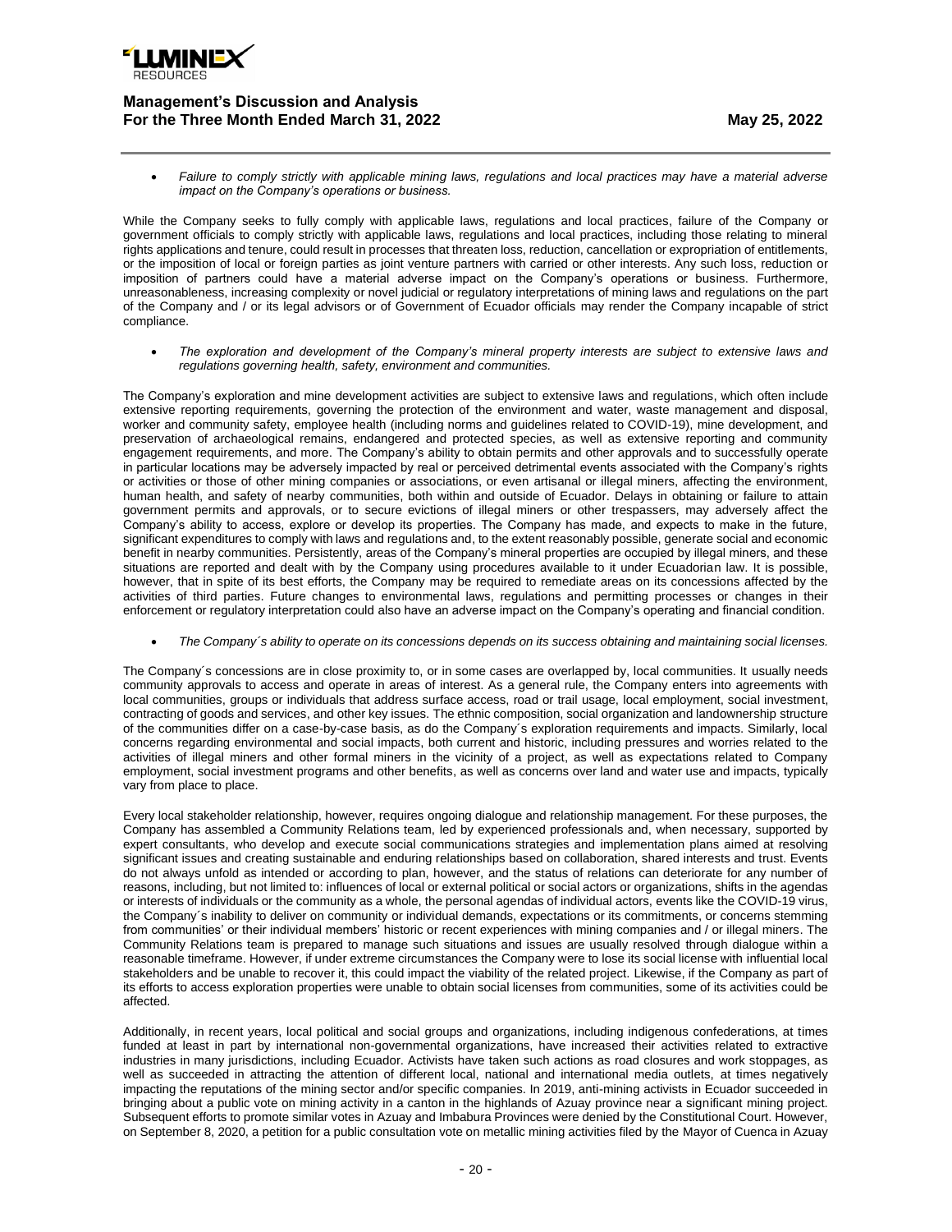- *Failure to comply strictly with applicable mining laws, regulations and local practices may have a material adverse impact on the Company's operations or business.*

While the Company seeks to fully comply with applicable laws, regulations and local practices, failure of the Company or government officials to comply strictly with applicable laws, regulations and local practices, including those relating to mineral rights applications and tenure, could result in processes that threaten loss, reduction, cancellation or expropriation of entitlements, or the imposition of local or foreign parties as joint venture partners with carried or other interests. Any such loss, reduction or imposition of partners could have a material adverse impact on the Company's operations or business. Furthermore, unreasonableness, increasing complexity or novel judicial or regulatory interpretations of mining laws and regulations on the part of the Company and / or its legal advisors or of Government of Ecuador officials may render the Company incapable of strict compliance.

- *The exploration and development of the Company's mineral property interests are subject to extensive laws and regulations governing health, safety, environment and communities.*

The Company's exploration and mine development activities are subject to extensive laws and regulations, which often include extensive reporting requirements, governing the protection of the environment and water, waste management and disposal, worker and community safety, employee health (including norms and guidelines related to COVID-19), mine development, and preservation of archaeological remains, endangered and protected species, as well as extensive reporting and community engagement requirements, and more. The Company's ability to obtain permits and other approvals and to successfully operate in particular locations may be adversely impacted by real or perceived detrimental events associated with the Company's rights or activities or those of other mining companies or associations, or even artisanal or illegal miners, affecting the environment, human health, and safety of nearby communities, both within and outside of Ecuador. Delays in obtaining or failure to attain government permits and approvals, or to secure evictions of illegal miners or other trespassers, may adversely affect the Company's ability to access, explore or develop its properties. The Company has made, and expects to make in the future, significant expenditures to comply with laws and regulations and, to the extent reasonably possible, generate social and economic benefit in nearby communities. Persistently, areas of the Company's mineral properties are occupied by illegal miners, and these situations are reported and dealt with by the Company using procedures available to it under Ecuadorian law. It is possible, however, that in spite of its best efforts, the Company may be required to remediate areas on its concessions affected by the activities of third parties. Future changes to environmental laws, regulations and permitting processes or changes in their enforcement or regulatory interpretation could also have an adverse impact on the Company's operating and financial condition.

- *The Company´s ability to operate on its concessions depends on its success obtaining and maintaining social licenses.*

The Company´s concessions are in close proximity to, or in some cases are overlapped by, local communities. It usually needs community approvals to access and operate in areas of interest. As a general rule, the Company enters into agreements with local communities, groups or individuals that address surface access, road or trail usage, local employment, social investment, contracting of goods and services, and other key issues. The ethnic composition, social organization and landownership structure of the communities differ on a case-by-case basis, as do the Company´s exploration requirements and impacts. Similarly, local concerns regarding environmental and social impacts, both current and historic, including pressures and worries related to the activities of illegal miners and other formal miners in the vicinity of a project, as well as expectations related to Company employment, social investment programs and other benefits, as well as concerns over land and water use and impacts, typically vary from place to place.

Every local stakeholder relationship, however, requires ongoing dialogue and relationship management. For these purposes, the Company has assembled a Community Relations team, led by experienced professionals and, when necessary, supported by expert consultants, who develop and execute social communications strategies and implementation plans aimed at resolving significant issues and creating sustainable and enduring relationships based on collaboration, shared interests and trust. Events do not always unfold as intended or according to plan, however, and the status of relations can deteriorate for any number of reasons, including, but not limited to: influences of local or external political or social actors or organizations, shifts in the agendas or interests of individuals or the community as a whole, the personal agendas of individual actors, events like the COVID-19 virus, the Company´s inability to deliver on community or individual demands, expectations or its commitments, or concerns stemming from communities' or their individual members' historic or recent experiences with mining companies and / or illegal miners. The Community Relations team is prepared to manage such situations and issues are usually resolved through dialogue within a reasonable timeframe. However, if under extreme circumstances the Company were to lose its social license with influential local stakeholders and be unable to recover it, this could impact the viability of the related project. Likewise, if the Company as part of its efforts to access exploration properties were unable to obtain social licenses from communities, some of its activities could be affected.

Additionally, in recent years, local political and social groups and organizations, including indigenous confederations, at times funded at least in part by international non-governmental organizations, have increased their activities related to extractive industries in many jurisdictions, including Ecuador. Activists have taken such actions as road closures and work stoppages, as well as succeeded in attracting the attention of different local, national and international media outlets, at times negatively impacting the reputations of the mining sector and/or specific companies. In 2019, anti-mining activists in Ecuador succeeded in bringing about a public vote on mining activity in a canton in the highlands of Azuay province near a significant mining project. Subsequent efforts to promote similar votes in Azuay and Imbabura Provinces were denied by the Constitutional Court. However, on September 8, 2020, a petition for a public consultation vote on metallic mining activities filed by the Mayor of Cuenca in Azuay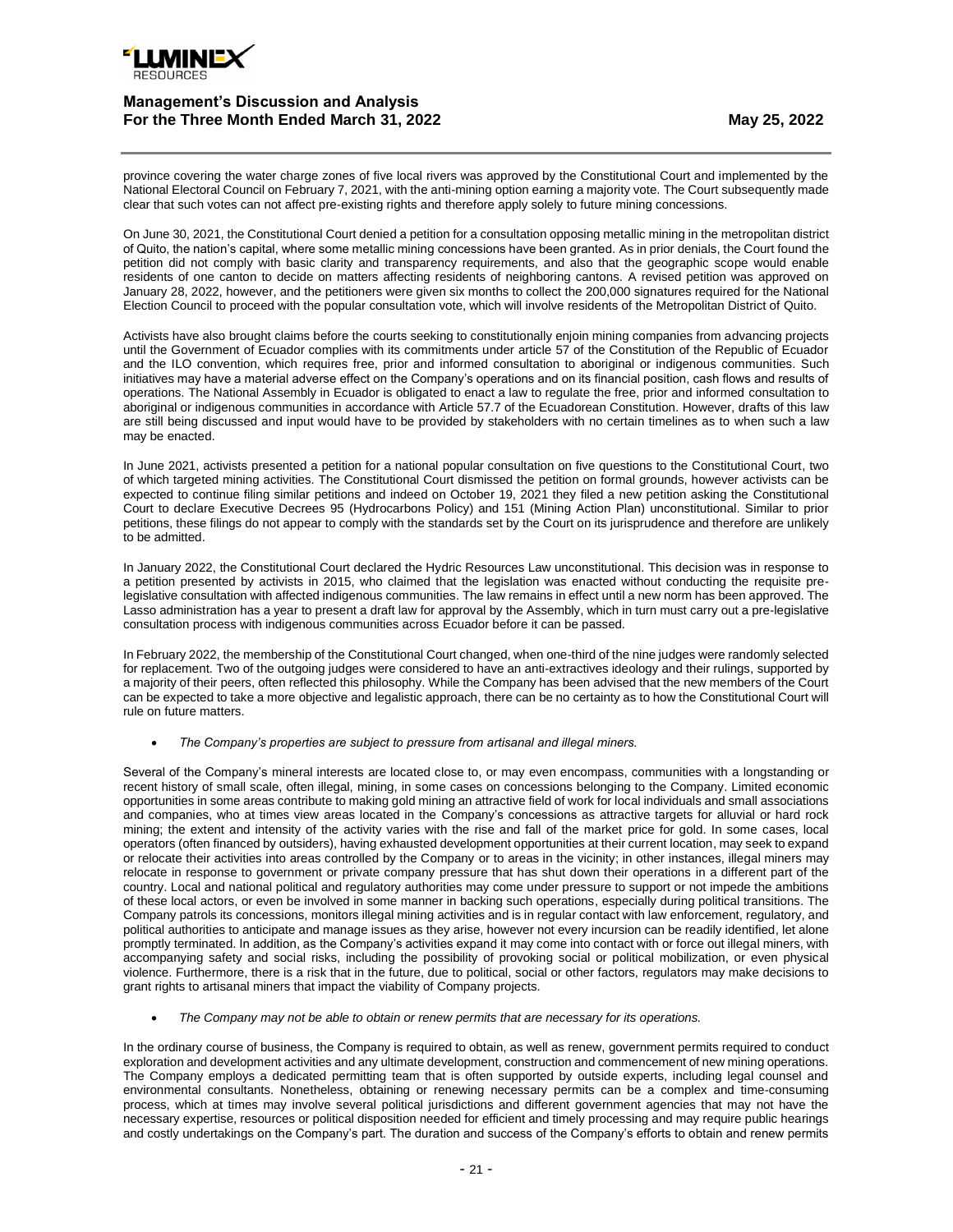province covering the water charge zones of five local rivers was approved by the Constitutional Court and implemented by the National Electoral Council on February 7, 2021, with the anti-mining option earning a majority vote. The Court subsequently made clear that such votes can not affect pre-existing rights and therefore apply solely to future mining concessions.

On June 30, 2021, the Constitutional Court denied a petition for a consultation opposing metallic mining in the metropolitan district of Quito, the nation's capital, where some metallic mining concessions have been granted. As in prior denials, the Court found the petition did not comply with basic clarity and transparency requirements, and also that the geographic scope would enable residents of one canton to decide on matters affecting residents of neighboring cantons. A revised petition was approved on January 28, 2022, however, and the petitioners were given six months to collect the 200,000 signatures required for the National Election Council to proceed with the popular consultation vote, which will involve residents of the Metropolitan District of Quito.

Activists have also brought claims before the courts seeking to constitutionally enjoin mining companies from advancing projects until the Government of Ecuador complies with its commitments under article 57 of the Constitution of the Republic of Ecuador and the ILO convention, which requires free, prior and informed consultation to aboriginal or indigenous communities. Such initiatives may have a material adverse effect on the Company's operations and on its financial position, cash flows and results of operations. The National Assembly in Ecuador is obligated to enact a law to regulate the free, prior and informed consultation to aboriginal or indigenous communities in accordance with Article 57.7 of the Ecuadorean Constitution. However, drafts of this law are still being discussed and input would have to be provided by stakeholders with no certain timelines as to when such a law may be enacted.

In June 2021, activists presented a petition for a national popular consultation on five questions to the Constitutional Court, two of which targeted mining activities. The Constitutional Court dismissed the petition on formal grounds, however activists can be expected to continue filing similar petitions and indeed on October 19, 2021 they filed a new petition asking the Constitutional Court to declare Executive Decrees 95 (Hydrocarbons Policy) and 151 (Mining Action Plan) unconstitutional. Similar to prior petitions, these filings do not appear to comply with the standards set by the Court on its jurisprudence and therefore are unlikely to be admitted.

In January 2022, the Constitutional Court declared the Hydric Resources Law unconstitutional. This decision was in response to a petition presented by activists in 2015, who claimed that the legislation was enacted without conducting the requisite pre-legislative consultation with affected indigenous communities. The law remains in effect until a new norm has been approved. The Lasso administration has a year to present a draft law for approval by the Assembly, which in turn must carry out a pre-legislative consultation process with indigenous communities across Ecuador before it can be passed.

In February 2022, the membership of the Constitutional Court changed, when one-third of the nine judges were randomly selected for replacement. Two of the outgoing judges were considered to have an anti-extractives ideology and their rulings, supported by a majority of their peers, often reflected this philosophy. While the Company has been advised that the new members of the Court can be expected to take a more objective and legalistic approach, there can be no certainty as to how the Constitutional Court will rule on future matters.

- *The Company's properties are subject to pressure from artisanal and illegal miners.*

Several of the Company's mineral interests are located close to, or may even encompass, communities with a longstanding or recent history of small scale, often illegal, mining, in some cases on concessions belonging to the Company. Limited economic opportunities in some areas contribute to making gold mining an attractive field of work for local individuals and small associations and companies, who at times view areas located in the Company's concessions as attractive targets for alluvial or hard rock mining; the extent and intensity of the activity varies with the rise and fall of the market price for gold. In some cases, local operators (often financed by outsiders), having exhausted development opportunities at their current location, may seek to expand or relocate their activities into areas controlled by the Company or to areas in the vicinity; in other instances, illegal miners may relocate in response to government or private company pressure that has shut down their operations in a different part of the country. Local and national political and regulatory authorities may come under pressure to support or not impede the ambitions of these local actors, or even be involved in some manner in backing such operations, especially during political transitions. The Company patrols its concessions, monitors illegal mining activities and is in regular contact with law enforcement, regulatory, and political authorities to anticipate and manage issues as they arise, however not every incursion can be readily identified, let alone promptly terminated. In addition, as the Company's activities expand it may come into contact with or force out illegal miners, with accompanying safety and social risks, including the possibility of provoking social or political mobilization, or even physical violence. Furthermore, there is a risk that in the future, due to political, social or other factors, regulators may make decisions to grant rights to artisanal miners that impact the viability of Company projects.

- *The Company may not be able to obtain or renew permits that are necessary for its operations.*

In the ordinary course of business, the Company is required to obtain, as well as renew, government permits required to conduct exploration and development activities and any ultimate development, construction and commencement of new mining operations. The Company employs a dedicated permitting team that is often supported by outside experts, including legal counsel and environmental consultants. Nonetheless, obtaining or renewing necessary permits can be a complex and time-consuming process, which at times may involve several political jurisdictions and different government agencies that may not have the necessary expertise, resources or political disposition needed for efficient and timely processing and may require public hearings and costly undertakings on the Company's part. The duration and success of the Company's efforts to obtain and renew permits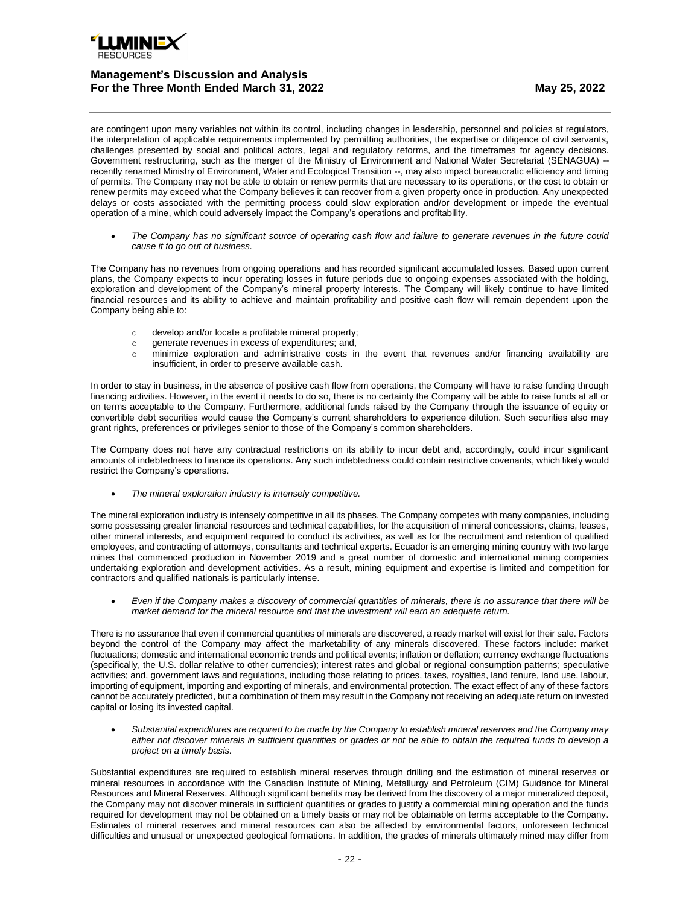are contingent upon many variables not within its control, including changes in leadership, personnel and policies at regulators, the interpretation of applicable requirements implemented by permitting authorities, the expertise or diligence of civil servants, challenges presented by social and political actors, legal and regulatory reforms, and the timeframes for agency decisions. Government restructuring, such as the merger of the Ministry of Environment and National Water Secretariat (SENAGUA) -- recently renamed Ministry of Environment, Water and Ecological Transition --, may also impact bureaucratic efficiency and timing of permits. The Company may not be able to obtain or renew permits that are necessary to its operations, or the cost to obtain or renew permits may exceed what the Company believes it can recover from a given property once in production. Any unexpected delays or costs associated with the permitting process could slow exploration and/or development or impede the eventual operation of a mine, which could adversely impact the Company's operations and profitability.

- *The Company has no significant source of operating cash flow and failure to generate revenues in the future could cause it to go out of business.*

The Company has no revenues from ongoing operations and has recorded significant accumulated losses. Based upon current plans, the Company expects to incur operating losses in future periods due to ongoing expenses associated with the holding, exploration and development of the Company's mineral property interests. The Company will likely continue to have limited financial resources and its ability to achieve and maintain profitability and positive cash flow will remain dependent upon the Company being able to:

  - develop and/or locate a profitable mineral property;
  - generate revenues in excess of expenditures; and,
  - minimize exploration and administrative costs in the event that revenues and/or financing availability are insufficient, in order to preserve available cash.

In order to stay in business, in the absence of positive cash flow from operations, the Company will have to raise funding through financing activities. However, in the event it needs to do so, there is no certainty the Company will be able to raise funds at all or on terms acceptable to the Company. Furthermore, additional funds raised by the Company through the issuance of equity or convertible debt securities would cause the Company's current shareholders to experience dilution. Such securities also may grant rights, preferences or privileges senior to those of the Company's common shareholders.

The Company does not have any contractual restrictions on its ability to incur debt and, accordingly, could incur significant amounts of indebtedness to finance its operations. Any such indebtedness could contain restrictive covenants, which likely would restrict the Company's operations.

- *The mineral exploration industry is intensely competitive.*

The mineral exploration industry is intensely competitive in all its phases. The Company competes with many companies, including some possessing greater financial resources and technical capabilities, for the acquisition of mineral concessions, claims, leases, other mineral interests, and equipment required to conduct its activities, as well as for the recruitment and retention of qualified employees, and contracting of attorneys, consultants and technical experts. Ecuador is an emerging mining country with two large mines that commenced production in November 2019 and a great number of domestic and international mining companies undertaking exploration and development activities. As a result, mining equipment and expertise is limited and competition for contractors and qualified nationals is particularly intense.

- *Even if the Company makes a discovery of commercial quantities of minerals, there is no assurance that there will be market demand for the mineral resource and that the investment will earn an adequate return.*

There is no assurance that even if commercial quantities of minerals are discovered, a ready market will exist for their sale. Factors beyond the control of the Company may affect the marketability of any minerals discovered. These factors include: market fluctuations; domestic and international economic trends and political events; inflation or deflation; currency exchange fluctuations (specifically, the U.S. dollar relative to other currencies); interest rates and global or regional consumption patterns; speculative activities; and, government laws and regulations, including those relating to prices, taxes, royalties, land tenure, land use, labour, importing of equipment, importing and exporting of minerals, and environmental protection. The exact effect of any of these factors cannot be accurately predicted, but a combination of them may result in the Company not receiving an adequate return on invested capital or losing its invested capital.

- *Substantial expenditures are required to be made by the Company to establish mineral reserves and the Company may either not discover minerals in sufficient quantities or grades or not be able to obtain the required funds to develop a project on a timely basis.*

Substantial expenditures are required to establish mineral reserves through drilling and the estimation of mineral reserves or mineral resources in accordance with the Canadian Institute of Mining, Metallurgy and Petroleum (CIM) Guidance for Mineral Resources and Mineral Reserves. Although significant benefits may be derived from the discovery of a major mineralized deposit, the Company may not discover minerals in sufficient quantities or grades to justify a commercial mining operation and the funds required for development may not be obtained on a timely basis or may not be obtainable on terms acceptable to the Company. Estimates of mineral reserves and mineral resources can also be affected by environmental factors, unforeseen technical difficulties and unusual or unexpected geological formations. In addition, the grades of minerals ultimately mined may differ from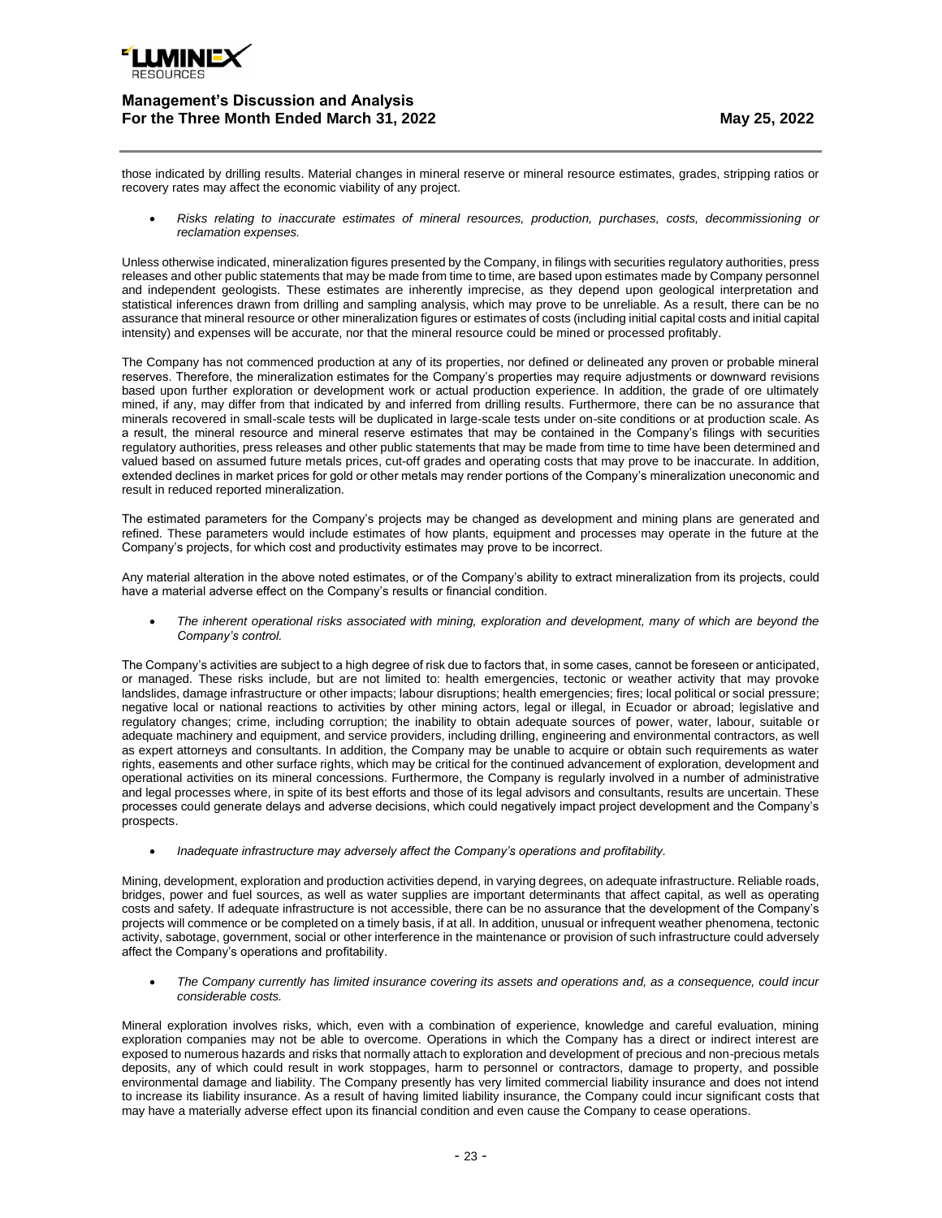those indicated by drilling results. Material changes in mineral reserve or mineral resource estimates, grades, stripping ratios or recovery rates may affect the economic viability of any project.

- *Risks relating to inaccurate estimates of mineral resources, production, purchases, costs, decommissioning or reclamation expenses.*

Unless otherwise indicated, mineralization figures presented by the Company, in filings with securities regulatory authorities, press releases and other public statements that may be made from time to time, are based upon estimates made by Company personnel and independent geologists. These estimates are inherently imprecise, as they depend upon geological interpretation and statistical inferences drawn from drilling and sampling analysis, which may prove to be unreliable. As a result, there can be no assurance that mineral resource or other mineralization figures or estimates of costs (including initial capital costs and initial capital intensity) and expenses will be accurate, nor that the mineral resource could be mined or processed profitably.

The Company has not commenced production at any of its properties, nor defined or delineated any proven or probable mineral reserves. Therefore, the mineralization estimates for the Company's properties may require adjustments or downward revisions based upon further exploration or development work or actual production experience. In addition, the grade of ore ultimately mined, if any, may differ from that indicated by and inferred from drilling results. Furthermore, there can be no assurance that minerals recovered in small-scale tests will be duplicated in large-scale tests under on-site conditions or at production scale. As a result, the mineral resource and mineral reserve estimates that may be contained in the Company's filings with securities regulatory authorities, press releases and other public statements that may be made from time to time have been determined and valued based on assumed future metals prices, cut-off grades and operating costs that may prove to be inaccurate. In addition, extended declines in market prices for gold or other metals may render portions of the Company's mineralization uneconomic and result in reduced reported mineralization.

The estimated parameters for the Company's projects may be changed as development and mining plans are generated and refined. These parameters would include estimates of how plants, equipment and processes may operate in the future at the Company's projects, for which cost and productivity estimates may prove to be incorrect.

Any material alteration in the above noted estimates, or of the Company's ability to extract mineralization from its projects, could have a material adverse effect on the Company's results or financial condition.

- *The inherent operational risks associated with mining, exploration and development, many of which are beyond the Company's control.*

The Company's activities are subject to a high degree of risk due to factors that, in some cases, cannot be foreseen or anticipated, or managed. These risks include, but are not limited to: health emergencies, tectonic or weather activity that may provoke landslides, damage infrastructure or other impacts; labour disruptions; health emergencies; fires; local political or social pressure; negative local or national reactions to activities by other mining actors, legal or illegal, in Ecuador or abroad; legislative and regulatory changes; crime, including corruption; the inability to obtain adequate sources of power, water, labour, suitable or adequate machinery and equipment, and service providers, including drilling, engineering and environmental contractors, as well as expert attorneys and consultants. In addition, the Company may be unable to acquire or obtain such requirements as water rights, easements and other surface rights, which may be critical for the continued advancement of exploration, development and operational activities on its mineral concessions. Furthermore, the Company is regularly involved in a number of administrative and legal processes where, in spite of its best efforts and those of its legal advisors and consultants, results are uncertain. These processes could generate delays and adverse decisions, which could negatively impact project development and the Company's prospects.

- *Inadequate infrastructure may adversely affect the Company's operations and profitability.*

Mining, development, exploration and production activities depend, in varying degrees, on adequate infrastructure. Reliable roads, bridges, power and fuel sources, as well as water supplies are important determinants that affect capital, as well as operating costs and safety. If adequate infrastructure is not accessible, there can be no assurance that the development of the Company's projects will commence or be completed on a timely basis, if at all. In addition, unusual or infrequent weather phenomena, tectonic activity, sabotage, government, social or other interference in the maintenance or provision of such infrastructure could adversely affect the Company's operations and profitability.

- *The Company currently has limited insurance covering its assets and operations and, as a consequence, could incur considerable costs.*

Mineral exploration involves risks, which, even with a combination of experience, knowledge and careful evaluation, mining exploration companies may not be able to overcome. Operations in which the Company has a direct or indirect interest are exposed to numerous hazards and risks that normally attach to exploration and development of precious and non-precious metals deposits, any of which could result in work stoppages, harm to personnel or contractors, damage to property, and possible environmental damage and liability. The Company presently has very limited commercial liability insurance and does not intend to increase its liability insurance. As a result of having limited liability insurance, the Company could incur significant costs that may have a materially adverse effect upon its financial condition and even cause the Company to cease operations.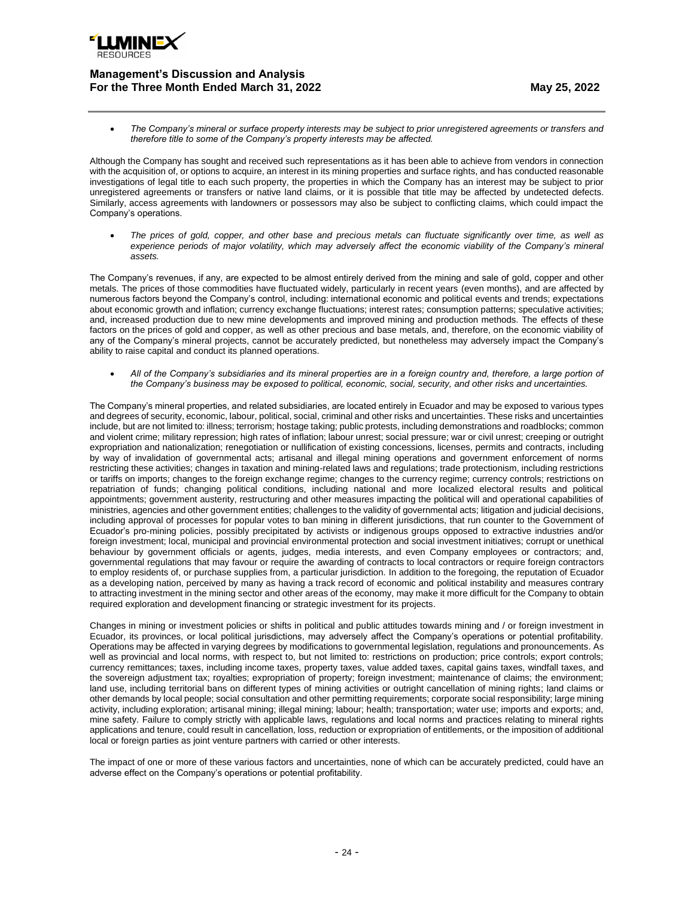- *The Company's mineral or surface property interests may be subject to prior unregistered agreements or transfers and therefore title to some of the Company's property interests may be affected.*

Although the Company has sought and received such representations as it has been able to achieve from vendors in connection with the acquisition of, or options to acquire, an interest in its mining properties and surface rights, and has conducted reasonable investigations of legal title to each such property, the properties in which the Company has an interest may be subject to prior unregistered agreements or transfers or native land claims, or it is possible that title may be affected by undetected defects. Similarly, access agreements with landowners or possessors may also be subject to conflicting claims, which could impact the Company's operations.

- *The prices of gold, copper, and other base and precious metals can fluctuate significantly over time, as well as experience periods of major volatility, which may adversely affect the economic viability of the Company's mineral assets.*

The Company's revenues, if any, are expected to be almost entirely derived from the mining and sale of gold, copper and other metals. The prices of those commodities have fluctuated widely, particularly in recent years (even months), and are affected by numerous factors beyond the Company's control, including: international economic and political events and trends; expectations about economic growth and inflation; currency exchange fluctuations; interest rates; consumption patterns; speculative activities; and, increased production due to new mine developments and improved mining and production methods. The effects of these factors on the prices of gold and copper, as well as other precious and base metals, and, therefore, on the economic viability of any of the Company's mineral projects, cannot be accurately predicted, but nonetheless may adversely impact the Company's ability to raise capital and conduct its planned operations.

- *All of the Company's subsidiaries and its mineral properties are in a foreign country and, therefore, a large portion of the Company's business may be exposed to political, economic, social, security, and other risks and uncertainties.*

The Company's mineral properties, and related subsidiaries, are located entirely in Ecuador and may be exposed to various types and degrees of security, economic, labour, political, social, criminal and other risks and uncertainties. These risks and uncertainties include, but are not limited to: illness; terrorism; hostage taking; public protests, including demonstrations and roadblocks; common and violent crime; military repression; high rates of inflation; labour unrest; social pressure; war or civil unrest; creeping or outright expropriation and nationalization; renegotiation or nullification of existing concessions, licenses, permits and contracts, including by way of invalidation of governmental acts; artisanal and illegal mining operations and government enforcement of norms restricting these activities; changes in taxation and mining-related laws and regulations; trade protectionism, including restrictions or tariffs on imports; changes to the foreign exchange regime; changes to the currency regime; currency controls; restrictions on repatriation of funds; changing political conditions, including national and more localized electoral results and political appointments; government austerity, restructuring and other measures impacting the political will and operational capabilities of ministries, agencies and other government entities; challenges to the validity of governmental acts; litigation and judicial decisions, including approval of processes for popular votes to ban mining in different jurisdictions, that run counter to the Government of Ecuador's pro-mining policies, possibly precipitated by activists or indigenous groups opposed to extractive industries and/or foreign investment; local, municipal and provincial environmental protection and social investment initiatives; corrupt or unethical behaviour by government officials or agents, judges, media interests, and even Company employees or contractors; and, governmental regulations that may favour or require the awarding of contracts to local contractors or require foreign contractors to employ residents of, or purchase supplies from, a particular jurisdiction. In addition to the foregoing, the reputation of Ecuador as a developing nation, perceived by many as having a track record of economic and political instability and measures contrary to attracting investment in the mining sector and other areas of the economy, may make it more difficult for the Company to obtain required exploration and development financing or strategic investment for its projects.

Changes in mining or investment policies or shifts in political and public attitudes towards mining and / or foreign investment in Ecuador, its provinces, or local political jurisdictions, may adversely affect the Company's operations or potential profitability. Operations may be affected in varying degrees by modifications to governmental legislation, regulations and pronouncements. As well as provincial and local norms, with respect to, but not limited to: restrictions on production; price controls; export controls; currency remittances; taxes, including income taxes, property taxes, value added taxes, capital gains taxes, windfall taxes, and the sovereign adjustment tax; royalties; expropriation of property; foreign investment; maintenance of claims; the environment; land use, including territorial bans on different types of mining activities or outright cancellation of mining rights; land claims or other demands by local people; social consultation and other permitting requirements; corporate social responsibility; large mining activity, including exploration; artisanal mining; illegal mining; labour; health; transportation; water use; imports and exports; and, mine safety. Failure to comply strictly with applicable laws, regulations and local norms and practices relating to mineral rights applications and tenure, could result in cancellation, loss, reduction or expropriation of entitlements, or the imposition of additional local or foreign parties as joint venture partners with carried or other interests.

The impact of one or more of these various factors and uncertainties, none of which can be accurately predicted, could have an adverse effect on the Company's operations or potential profitability.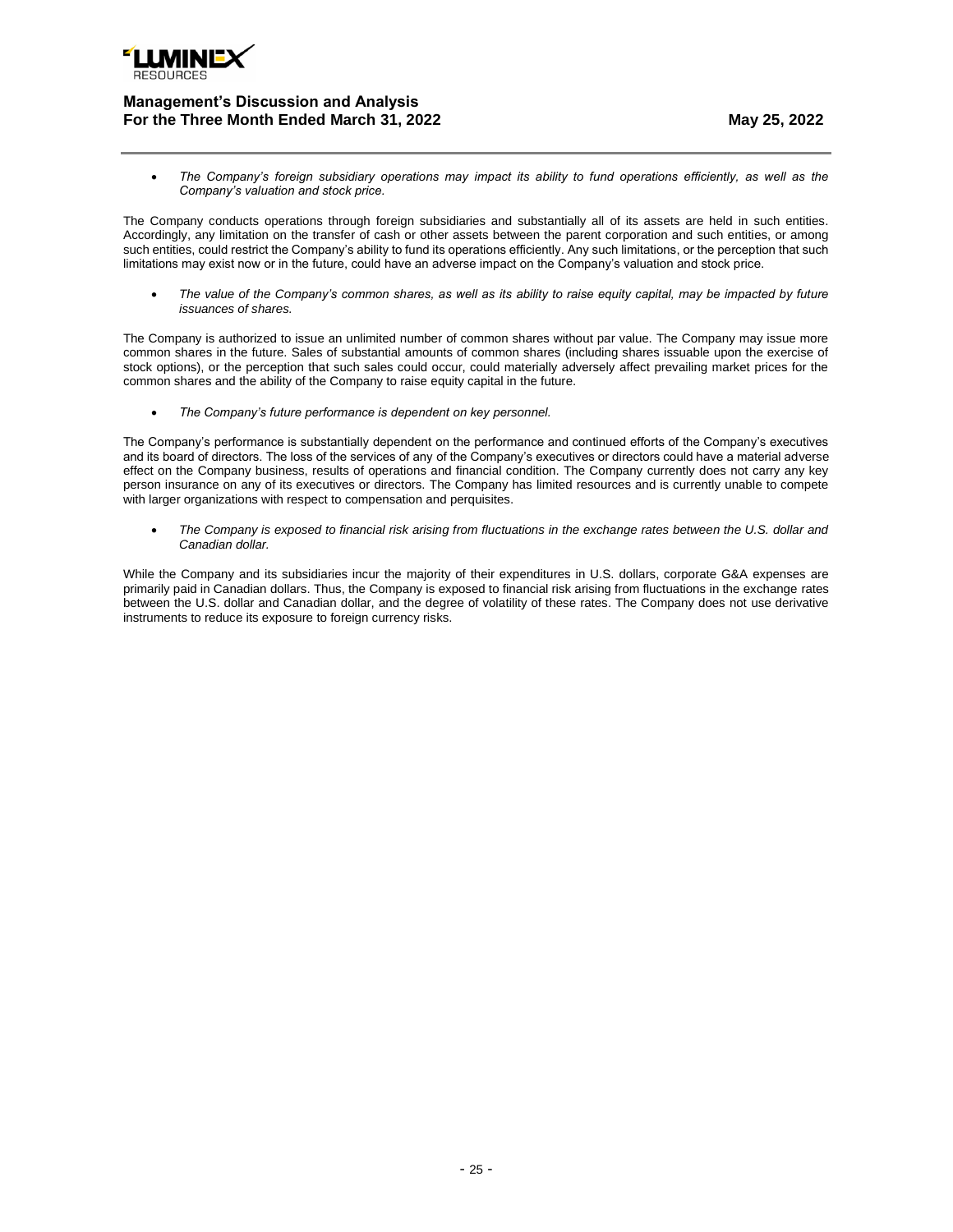- *The Company's foreign subsidiary operations may impact its ability to fund operations efficiently, as well as the Company's valuation and stock price.*

The Company conducts operations through foreign subsidiaries and substantially all of its assets are held in such entities. Accordingly, any limitation on the transfer of cash or other assets between the parent corporation and such entities, or among such entities, could restrict the Company's ability to fund its operations efficiently. Any such limitations, or the perception that such limitations may exist now or in the future, could have an adverse impact on the Company's valuation and stock price.

- *The value of the Company's common shares, as well as its ability to raise equity capital, may be impacted by future issuances of shares.*

The Company is authorized to issue an unlimited number of common shares without par value. The Company may issue more common shares in the future. Sales of substantial amounts of common shares (including shares issuable upon the exercise of stock options), or the perception that such sales could occur, could materially adversely affect prevailing market prices for the common shares and the ability of the Company to raise equity capital in the future.

- *The Company's future performance is dependent on key personnel.*

The Company's performance is substantially dependent on the performance and continued efforts of the Company's executives and its board of directors. The loss of the services of any of the Company's executives or directors could have a material adverse effect on the Company business, results of operations and financial condition. The Company currently does not carry any key person insurance on any of its executives or directors. The Company has limited resources and is currently unable to compete with larger organizations with respect to compensation and perquisites.

- *The Company is exposed to financial risk arising from fluctuations in the exchange rates between the U.S. dollar and Canadian dollar.*

While the Company and its subsidiaries incur the majority of their expenditures in U.S. dollars, corporate G&A expenses are primarily paid in Canadian dollars. Thus, the Company is exposed to financial risk arising from fluctuations in the exchange rates between the U.S. dollar and Canadian dollar, and the degree of volatility of these rates. The Company does not use derivative instruments to reduce its exposure to foreign currency risks.